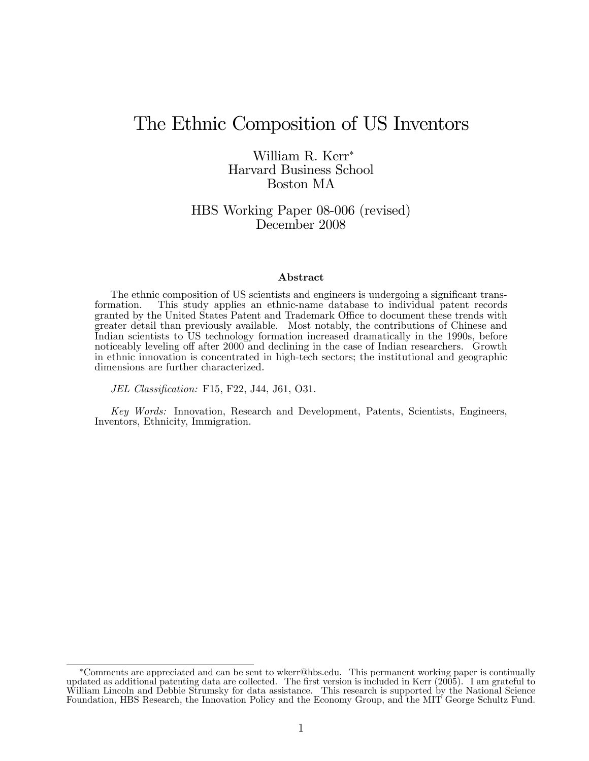# The Ethnic Composition of US Inventors

William R. Kerr*
Harvard Business School
Boston MA

HBS Working Paper 08-006 (revised)
December 2008

### Abstract

The ethnic composition of US scientists and engineers is undergoing a significant transformation. This study applies an ethnic-name database to individual patent records granted by the United States Patent and Trademark Office to document these trends with greater detail than previously available. Most notably, the contributions of Chinese and Indian scientists to US technology formation increased dramatically in the 1990s, before noticeably leveling off after 2000 and declining in the case of Indian researchers. Growth in ethnic innovation is concentrated in high-tech sectors; the institutional and geographic dimensions are further characterized.

*JEL Classification:* F15, F22, J44, J61, O31.

*Key Words:* Innovation, Research and Development, Patents, Scientists, Engineers, Inventors, Ethnicity, Immigration.

---

*Comments are appreciated and can be sent to wkerr@hbs.edu. This permanent working paper is continually updated as additional patenting data are collected. The first version is included in Kerr (2005). I am grateful to William Lincoln and Debbie Strumsky for data assistance. This research is supported by the National Science Foundation, HBS Research, the Innovation Policy and the Economy Group, and the MIT George Schultz Fund.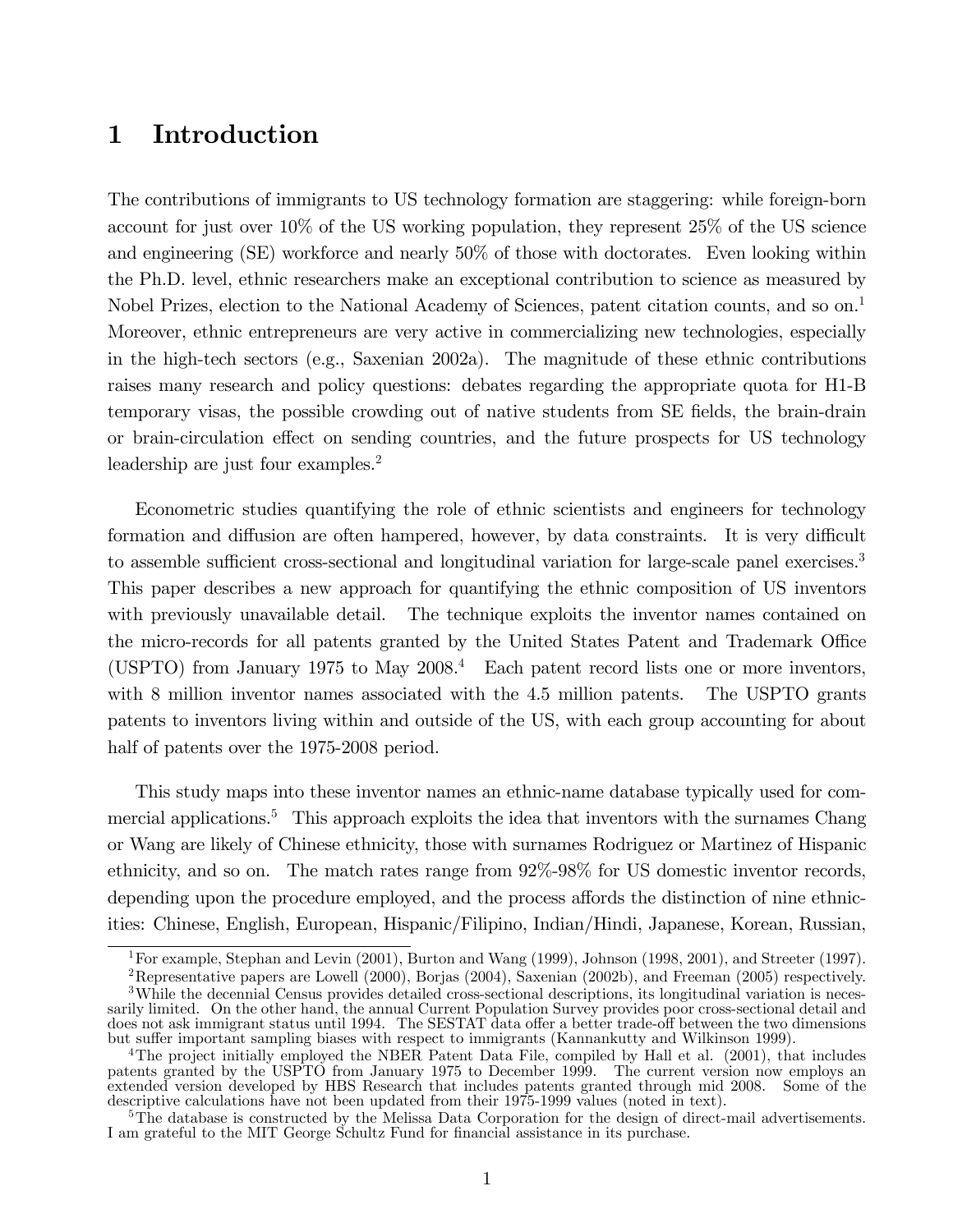# 1 Introduction

The contributions of immigrants to US technology formation are staggering: while foreign-born account for just over 10% of the US working population, they represent 25% of the US science and engineering (SE) workforce and nearly 50% of those with doctorates. Even looking within the Ph.D. level, ethnic researchers make an exceptional contribution to science as measured by Nobel Prizes, election to the National Academy of Sciences, patent citation counts, and so on.[1] Moreover, ethnic entrepreneurs are very active in commercializing new technologies, especially in the high-tech sectors (e.g., Saxenian 2002a). The magnitude of these ethnic contributions raises many research and policy questions: debates regarding the appropriate quota for H1-B temporary visas, the possible crowding out of native students from SE fields, the brain-drain or brain-circulation effect on sending countries, and the future prospects for US technology leadership are just four examples.[2]

Econometric studies quantifying the role of ethnic scientists and engineers for technology formation and diffusion are often hampered, however, by data constraints. It is very difficult to assemble sufficient cross-sectional and longitudinal variation for large-scale panel exercises.[3] This paper describes a new approach for quantifying the ethnic composition of US inventors with previously unavailable detail. The technique exploits the inventor names contained on the micro-records for all patents granted by the United States Patent and Trademark Office (USPTO) from January 1975 to May 2008.[4] Each patent record lists one or more inventors, with 8 million inventor names associated with the 4.5 million patents. The USPTO grants patents to inventors living within and outside of the US, with each group accounting for about half of patents over the 1975-2008 period.

This study maps into these inventor names an ethnic-name database typically used for commercial applications.[5] This approach exploits the idea that inventors with the surnames Chang or Wang are likely of Chinese ethnicity, those with surnames Rodriguez or Martinez of Hispanic ethnicity, and so on. The match rates range from 92%-98% for US domestic inventor records, depending upon the procedure employed, and the process affords the distinction of nine ethnicities: Chinese, English, European, Hispanic/Filipino, Indian/Hindi, Japanese, Korean, Russian,

[1] For example, Stephan and Levin (2001), Burton and Wang (1999), Johnson (1998, 2001), and Streeter (1997).

[2] Representative papers are Lowell (2000), Borjas (2004), Saxenian (2002b), and Freeman (2005) respectively.

[3] While the decennial Census provides detailed cross-sectional descriptions, its longitudinal variation is necessarily limited. On the other hand, the annual Current Population Survey provides poor cross-sectional detail and does not ask immigrant status until 1994. The SESTAT data offer a better trade-off between the two dimensions but suffer important sampling biases with respect to immigrants (Kannankutty and Wilkinson 1999).

[4] The project initially employed the NBER Patent Data File, compiled by Hall et al. (2001), that includes patents granted by the USPTO from January 1975 to December 1999. The current version now employs an extended version developed by HBS Research that includes patents granted through mid 2008. Some of the descriptive calculations have not been updated from their 1975-1999 values (noted in text).

[5] The database is constructed by the Melissa Data Corporation for the design of direct-mail advertisements. I am grateful to the MIT George Schultz Fund for financial assistance in its purchase.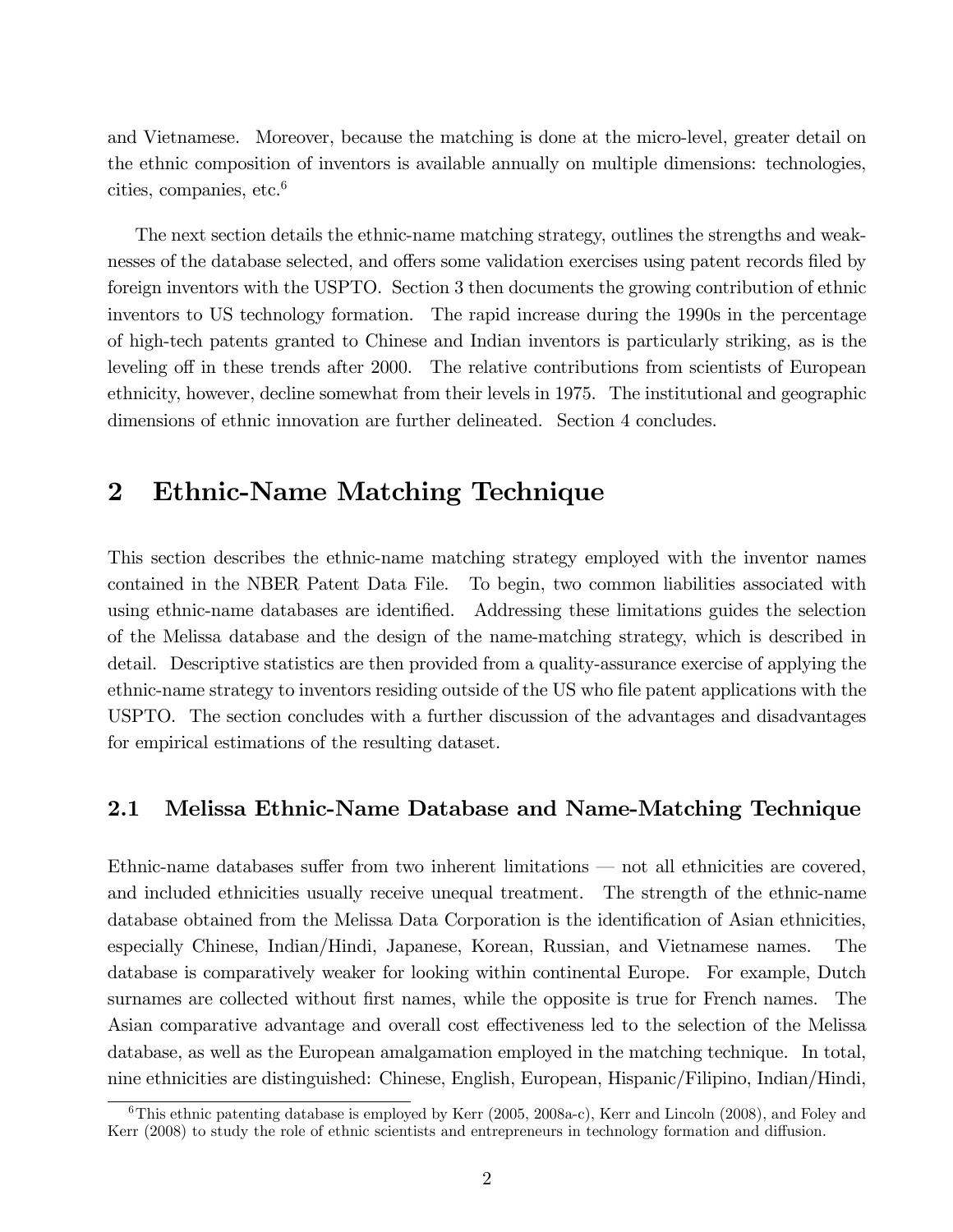and Vietnamese. Moreover, because the matching is done at the micro-level, greater detail on the ethnic composition of inventors is available annually on multiple dimensions: technologies, cities, companies, etc.[6]

The next section details the ethnic-name matching strategy, outlines the strengths and weaknesses of the database selected, and offers some validation exercises using patent records filed by foreign inventors with the USPTO. Section 3 then documents the growing contribution of ethnic inventors to US technology formation. The rapid increase during the 1990s in the percentage of high-tech patents granted to Chinese and Indian inventors is particularly striking, as is the leveling off in these trends after 2000. The relative contributions from scientists of European ethnicity, however, decline somewhat from their levels in 1975. The institutional and geographic dimensions of ethnic innovation are further delineated. Section 4 concludes.

# 2 Ethnic-Name Matching Technique

This section describes the ethnic-name matching strategy employed with the inventor names contained in the NBER Patent Data File. To begin, two common liabilities associated with using ethnic-name databases are identified. Addressing these limitations guides the selection of the Melissa database and the design of the name-matching strategy, which is described in detail. Descriptive statistics are then provided from a quality-assurance exercise of applying the ethnic-name strategy to inventors residing outside of the US who file patent applications with the USPTO. The section concludes with a further discussion of the advantages and disadvantages for empirical estimations of the resulting dataset.

## 2.1 Melissa Ethnic-Name Database and Name-Matching Technique

Ethnic-name databases suffer from two inherent limitations — not all ethnicities are covered, and included ethnicities usually receive unequal treatment. The strength of the ethnic-name database obtained from the Melissa Data Corporation is the identification of Asian ethnicities, especially Chinese, Indian/Hindi, Japanese, Korean, Russian, and Vietnamese names. The database is comparatively weaker for looking within continental Europe. For example, Dutch surnames are collected without first names, while the opposite is true for French names. The Asian comparative advantage and overall cost effectiveness led to the selection of the Melissa database, as well as the European amalgamation employed in the matching technique. In total, nine ethnicities are distinguished: Chinese, English, European, Hispanic/Filipino, Indian/Hindi,

[6] This ethnic patenting database is employed by Kerr (2005, 2008a-c), Kerr and Lincoln (2008), and Foley and Kerr (2008) to study the role of ethnic scientists and entrepreneurs in technology formation and diffusion.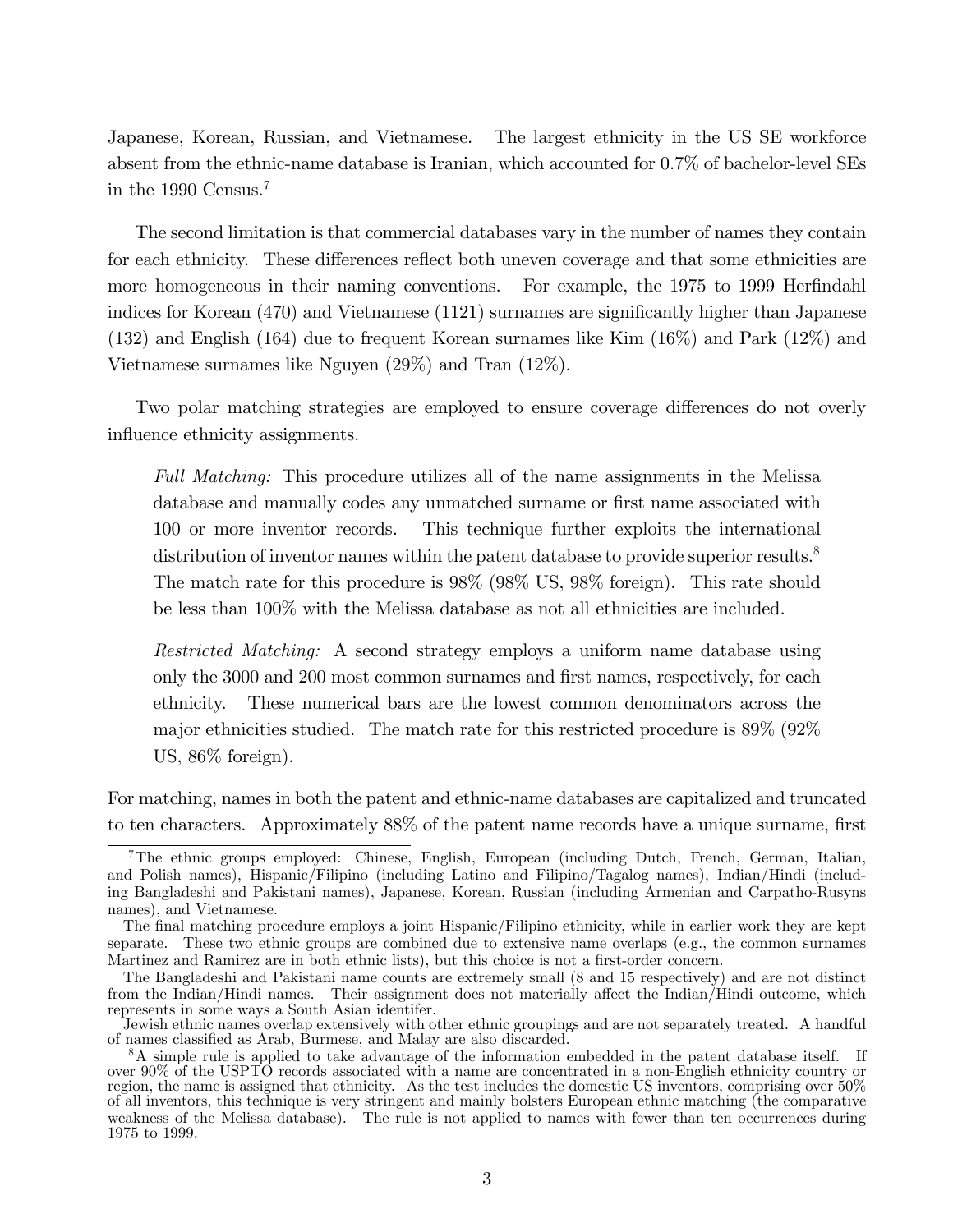Japanese, Korean, Russian, and Vietnamese. The largest ethnicity in the US SE workforce absent from the ethnic-name database is Iranian, which accounted for 0.7% of bachelor-level SEs in the 1990 Census.[7]

The second limitation is that commercial databases vary in the number of names they contain for each ethnicity. These differences reflect both uneven coverage and that some ethnicities are more homogeneous in their naming conventions. For example, the 1975 to 1999 Herfindahl indices for Korean (470) and Vietnamese (1121) surnames are significantly higher than Japanese (132) and English (164) due to frequent Korean surnames like Kim (16%) and Park (12%) and Vietnamese surnames like Nguyen (29%) and Tran (12%).

Two polar matching strategies are employed to ensure coverage differences do not overly influence ethnicity assignments.

> *Full Matching:* This procedure utilizes all of the name assignments in the Melissa database and manually codes any unmatched surname or first name associated with 100 or more inventor records. This technique further exploits the international distribution of inventor names within the patent database to provide superior results.[8] The match rate for this procedure is 98% (98% US, 98% foreign). This rate should be less than 100% with the Melissa database as not all ethnicities are included.
>
> *Restricted Matching:* A second strategy employs a uniform name database using only the 3000 and 200 most common surnames and first names, respectively, for each ethnicity. These numerical bars are the lowest common denominators across the major ethnicities studied. The match rate for this restricted procedure is 89% (92% US, 86% foreign).

For matching, names in both the patent and ethnic-name databases are capitalized and truncated to ten characters. Approximately 88% of the patent name records have a unique surname, first

---

[7] The ethnic groups employed: Chinese, English, European (including Dutch, French, German, Italian, and Polish names), Hispanic/Filipino (including Latino and Filipino/Tagalog names), Indian/Hindi (including Bangladeshi and Pakistani names), Japanese, Korean, Russian (including Armenian and Carpatho-Rusyns names), and Vietnamese.

The final matching procedure employs a joint Hispanic/Filipino ethnicity, while in earlier work they are kept separate. These two ethnic groups are combined due to extensive name overlaps (e.g., the common surnames Martinez and Ramirez are in both ethnic lists), but this choice is not a first-order concern.

The Bangladeshi and Pakistani name counts are extremely small (8 and 15 respectively) and are not distinct from the Indian/Hindi names. Their assignment does not materially affect the Indian/Hindi outcome, which represents in some ways a South Asian identifer.

Jewish ethnic names overlap extensively with other ethnic groupings and are not separately treated. A handful of names classified as Arab, Burmese, and Malay are also discarded.

[8] A simple rule is applied to take advantage of the information embedded in the patent database itself. If over 90% of the USPTO records associated with a name are concentrated in a non-English ethnicity country or region, the name is assigned that ethnicity. As the test includes the domestic US inventors, comprising over 50% of all inventors, this technique is very stringent and mainly bolsters European ethnic matching (the comparative weakness of the Melissa database). The rule is not applied to names with fewer than ten occurrences during 1975 to 1999.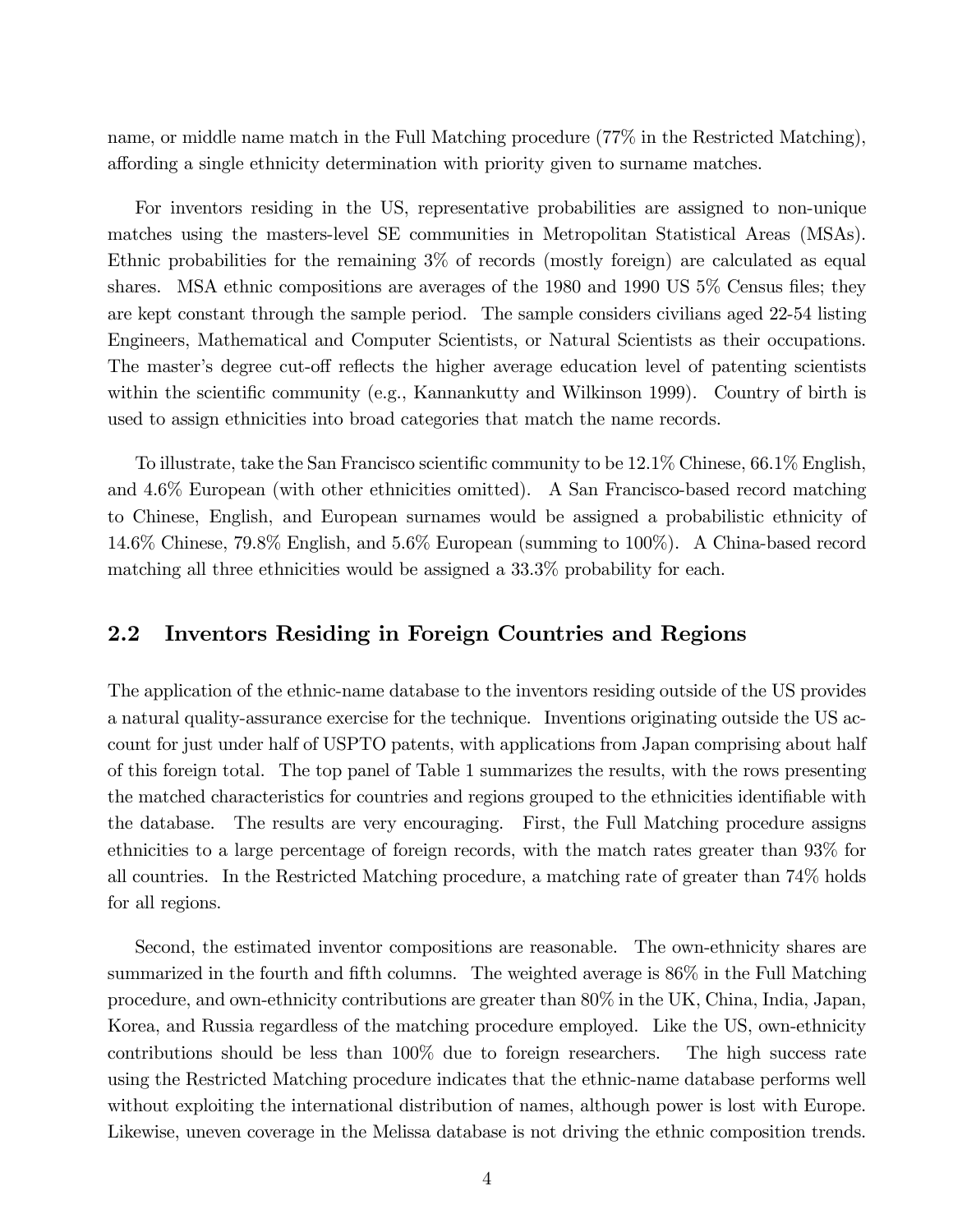name, or middle name match in the Full Matching procedure (77% in the Restricted Matching), affording a single ethnicity determination with priority given to surname matches.

For inventors residing in the US, representative probabilities are assigned to non-unique matches using the masters-level SE communities in Metropolitan Statistical Areas (MSAs). Ethnic probabilities for the remaining 3% of records (mostly foreign) are calculated as equal shares. MSA ethnic compositions are averages of the 1980 and 1990 US 5% Census files; they are kept constant through the sample period. The sample considers civilians aged 22-54 listing Engineers, Mathematical and Computer Scientists, or Natural Scientists as their occupations. The master's degree cut-off reflects the higher average education level of patenting scientists within the scientific community (e.g., Kannankutty and Wilkinson 1999). Country of birth is used to assign ethnicities into broad categories that match the name records.

To illustrate, take the San Francisco scientific community to be 12.1% Chinese, 66.1% English, and 4.6% European (with other ethnicities omitted). A San Francisco-based record matching to Chinese, English, and European surnames would be assigned a probabilistic ethnicity of 14.6% Chinese, 79.8% English, and 5.6% European (summing to 100%). A China-based record matching all three ethnicities would be assigned a 33.3% probability for each.

## 2.2 Inventors Residing in Foreign Countries and Regions

The application of the ethnic-name database to the inventors residing outside of the US provides a natural quality-assurance exercise for the technique. Inventions originating outside the US account for just under half of USPTO patents, with applications from Japan comprising about half of this foreign total. The top panel of Table 1 summarizes the results, with the rows presenting the matched characteristics for countries and regions grouped to the ethnicities identifiable with the database. The results are very encouraging. First, the Full Matching procedure assigns ethnicities to a large percentage of foreign records, with the match rates greater than 93% for all countries. In the Restricted Matching procedure, a matching rate of greater than 74% holds for all regions.

Second, the estimated inventor compositions are reasonable. The own-ethnicity shares are summarized in the fourth and fifth columns. The weighted average is 86% in the Full Matching procedure, and own-ethnicity contributions are greater than 80% in the UK, China, India, Japan, Korea, and Russia regardless of the matching procedure employed. Like the US, own-ethnicity contributions should be less than 100% due to foreign researchers. The high success rate using the Restricted Matching procedure indicates that the ethnic-name database performs well without exploiting the international distribution of names, although power is lost with Europe. Likewise, uneven coverage in the Melissa database is not driving the ethnic composition trends.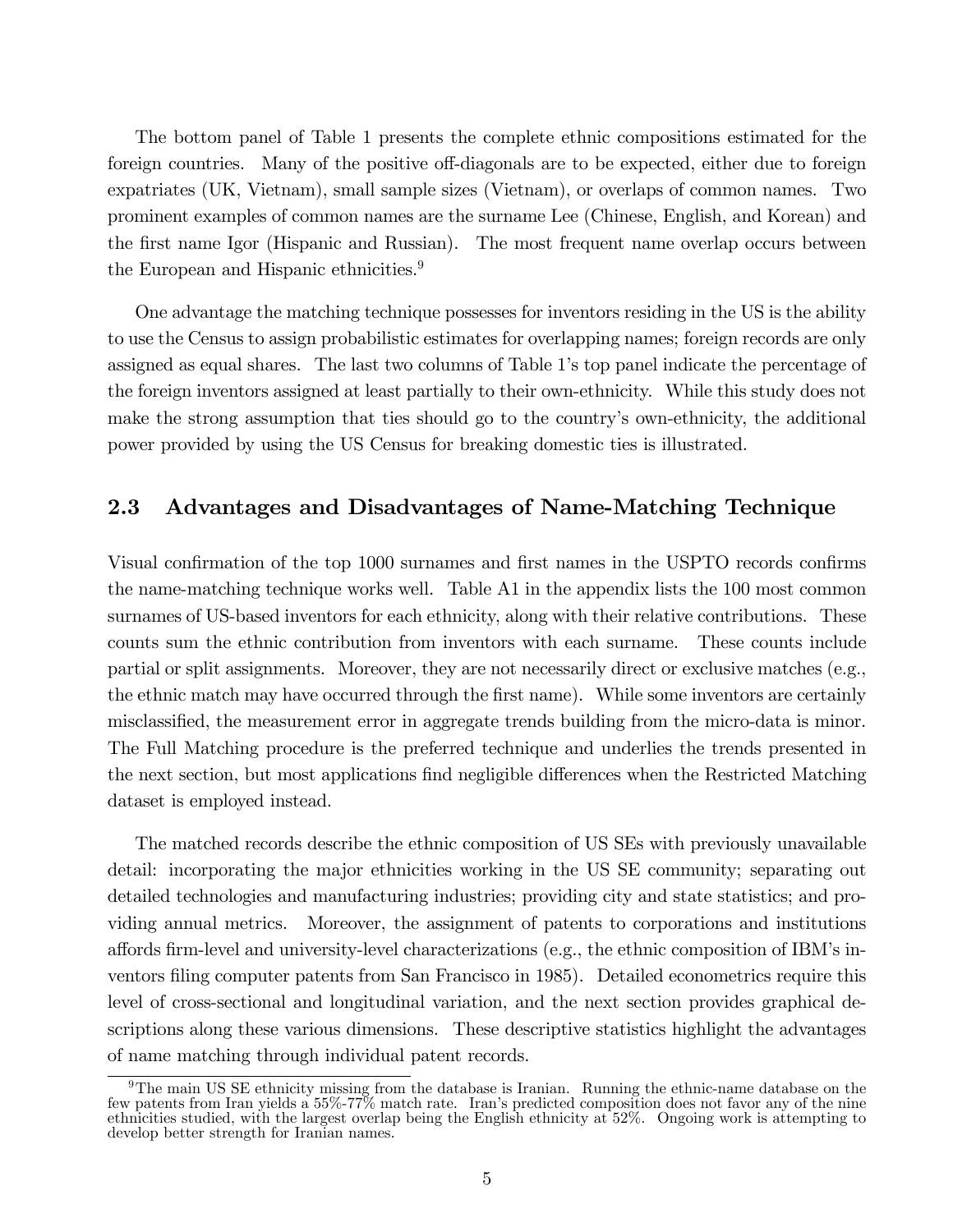The bottom panel of Table 1 presents the complete ethnic compositions estimated for the foreign countries. Many of the positive off-diagonals are to be expected, either due to foreign expatriates (UK, Vietnam), small sample sizes (Vietnam), or overlaps of common names. Two prominent examples of common names are the surname Lee (Chinese, English, and Korean) and the first name Igor (Hispanic and Russian). The most frequent name overlap occurs between the European and Hispanic ethnicities.[9]

One advantage the matching technique possesses for inventors residing in the US is the ability to use the Census to assign probabilistic estimates for overlapping names; foreign records are only assigned as equal shares. The last two columns of Table 1's top panel indicate the percentage of the foreign inventors assigned at least partially to their own-ethnicity. While this study does not make the strong assumption that ties should go to the country's own-ethnicity, the additional power provided by using the US Census for breaking domestic ties is illustrated.

## 2.3 Advantages and Disadvantages of Name-Matching Technique

Visual confirmation of the top 1000 surnames and first names in the USPTO records confirms the name-matching technique works well. Table A1 in the appendix lists the 100 most common surnames of US-based inventors for each ethnicity, along with their relative contributions. These counts sum the ethnic contribution from inventors with each surname. These counts include partial or split assignments. Moreover, they are not necessarily direct or exclusive matches (e.g., the ethnic match may have occurred through the first name). While some inventors are certainly misclassified, the measurement error in aggregate trends building from the micro-data is minor. The Full Matching procedure is the preferred technique and underlies the trends presented in the next section, but most applications find negligible differences when the Restricted Matching dataset is employed instead.

The matched records describe the ethnic composition of US SEs with previously unavailable detail: incorporating the major ethnicities working in the US SE community; separating out detailed technologies and manufacturing industries; providing city and state statistics; and providing annual metrics. Moreover, the assignment of patents to corporations and institutions affords firm-level and university-level characterizations (e.g., the ethnic composition of IBM's inventors filing computer patents from San Francisco in 1985). Detailed econometrics require this level of cross-sectional and longitudinal variation, and the next section provides graphical descriptions along these various dimensions. These descriptive statistics highlight the advantages of name matching through individual patent records.

[9] The main US SE ethnicity missing from the database is Iranian. Running the ethnic-name database on the few patents from Iran yields a 55%-77% match rate. Iran's predicted composition does not favor any of the nine ethnicities studied, with the largest overlap being the English ethnicity at 52%. Ongoing work is attempting to develop better strength for Iranian names.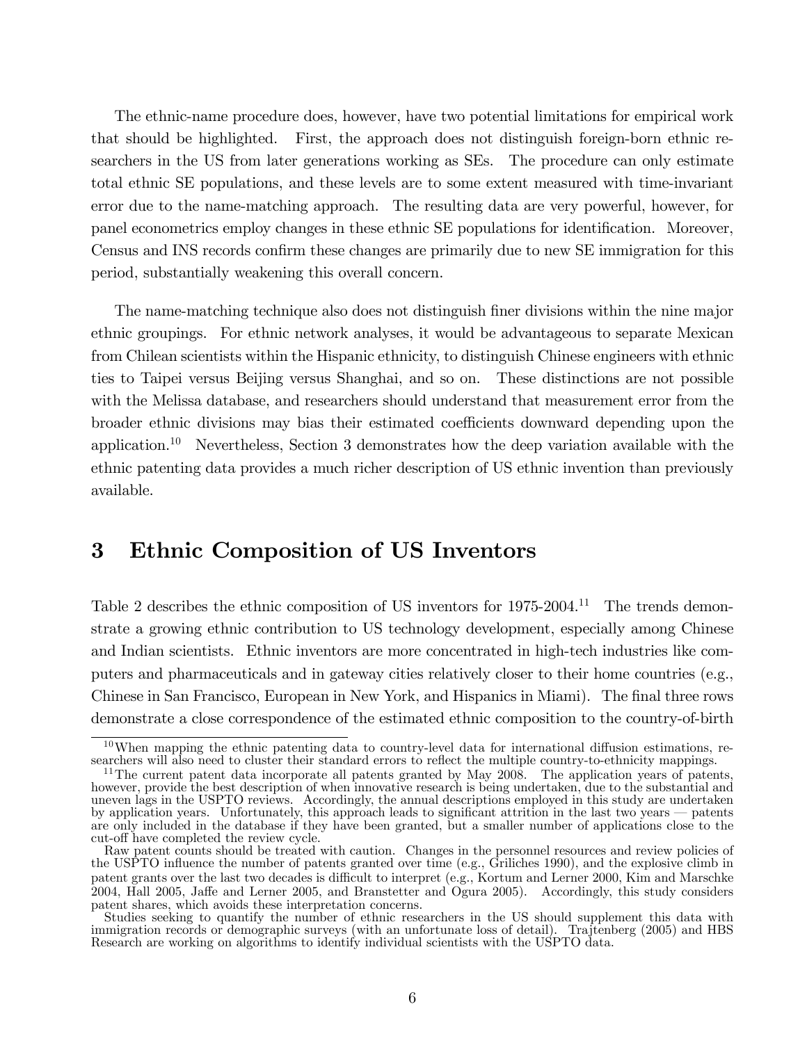The ethnic-name procedure does, however, have two potential limitations for empirical work that should be highlighted. First, the approach does not distinguish foreign-born ethnic researchers in the US from later generations working as SEs. The procedure can only estimate total ethnic SE populations, and these levels are to some extent measured with time-invariant error due to the name-matching approach. The resulting data are very powerful, however, for panel econometrics employ changes in these ethnic SE populations for identification. Moreover, Census and INS records confirm these changes are primarily due to new SE immigration for this period, substantially weakening this overall concern.

The name-matching technique also does not distinguish finer divisions within the nine major ethnic groupings. For ethnic network analyses, it would be advantageous to separate Mexican from Chilean scientists within the Hispanic ethnicity, to distinguish Chinese engineers with ethnic ties to Taipei versus Beijing versus Shanghai, and so on. These distinctions are not possible with the Melissa database, and researchers should understand that measurement error from the broader ethnic divisions may bias their estimated coefficients downward depending upon the application.[10] Nevertheless, Section 3 demonstrates how the deep variation available with the ethnic patenting data provides a much richer description of US ethnic invention than previously available.

# 3 Ethnic Composition of US Inventors

Table 2 describes the ethnic composition of US inventors for 1975-2004.[11] The trends demonstrate a growing ethnic contribution to US technology development, especially among Chinese and Indian scientists. Ethnic inventors are more concentrated in high-tech industries like computers and pharmaceuticals and in gateway cities relatively closer to their home countries (e.g., Chinese in San Francisco, European in New York, and Hispanics in Miami). The final three rows demonstrate a close correspondence of the estimated ethnic composition to the country-of-birth

---

[10] When mapping the ethnic patenting data to country-level data for international diffusion estimations, researchers will also need to cluster their standard errors to reflect the multiple country-to-ethnicity mappings.

[11] The current patent data incorporate all patents granted by May 2008. The application years of patents, however, provide the best description of when innovative research is being undertaken, due to the substantial and uneven lags in the USPTO reviews. Accordingly, the annual descriptions employed in this study are undertaken by application years. Unfortunately, this approach leads to significant attrition in the last two years — patents are only included in the database if they have been granted, but a smaller number of applications close to the cut-off have completed the review cycle.

Raw patent counts should be treated with caution. Changes in the personnel resources and review policies of the USPTO influence the number of patents granted over time (e.g., Griliches 1990), and the explosive climb in patent grants over the last two decades is difficult to interpret (e.g., Kortum and Lerner 2000, Kim and Marschke 2004, Hall 2005, Jaffe and Lerner 2005, and Branstetter and Ogura 2005). Accordingly, this study considers patent shares, which avoids these interpretation concerns.

Studies seeking to quantify the number of ethnic researchers in the US should supplement this data with immigration records or demographic surveys (with an unfortunate loss of detail). Trajtenberg (2005) and HBS Research are working on algorithms to identify individual scientists with the USPTO data.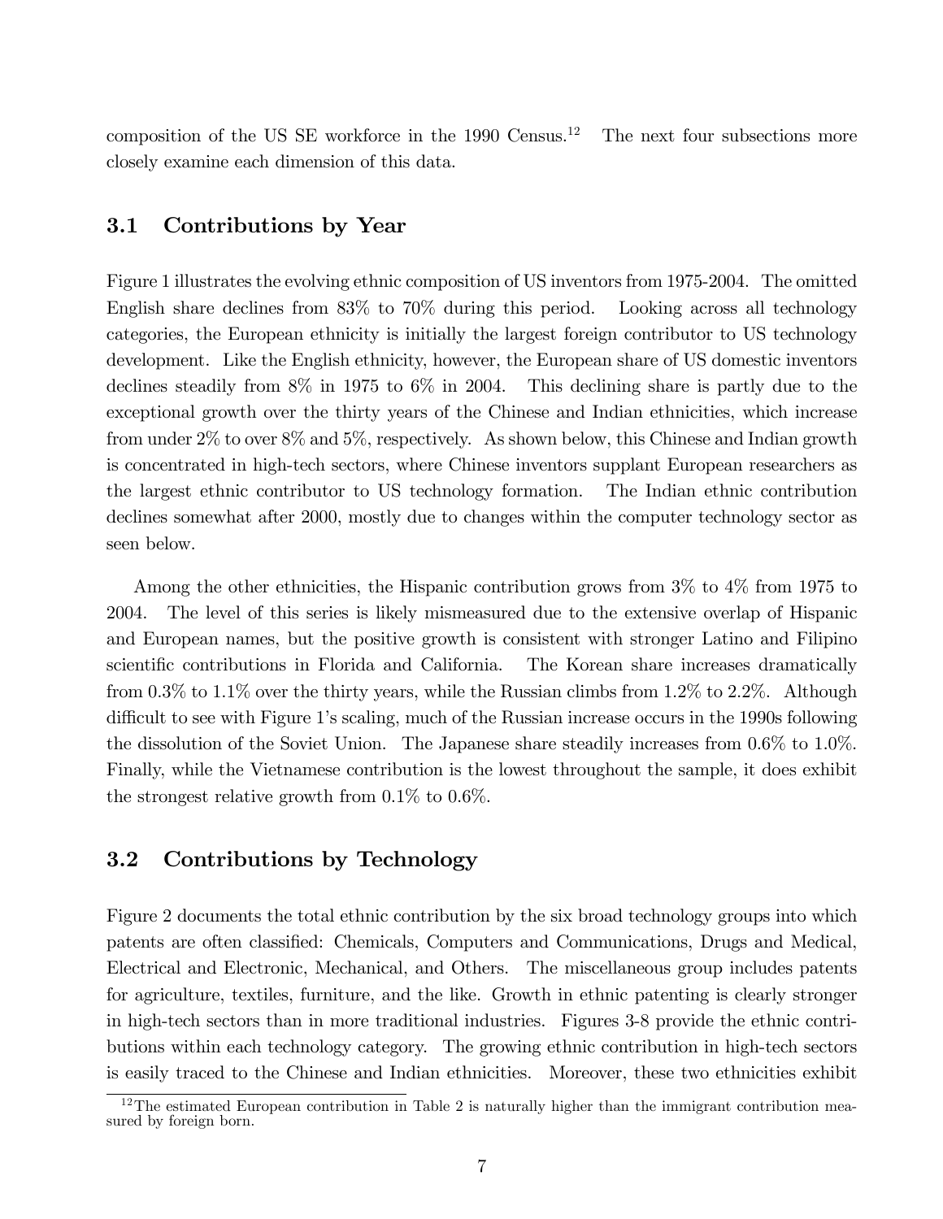composition of the US SE workforce in the 1990 Census.[12] The next four subsections more closely examine each dimension of this data.

### 3.1 Contributions by Year

Figure 1 illustrates the evolving ethnic composition of US inventors from 1975-2004. The omitted English share declines from 83% to 70% during this period. Looking across all technology categories, the European ethnicity is initially the largest foreign contributor to US technology development. Like the English ethnicity, however, the European share of US domestic inventors declines steadily from 8% in 1975 to 6% in 2004. This declining share is partly due to the exceptional growth over the thirty years of the Chinese and Indian ethnicities, which increase from under 2% to over 8% and 5%, respectively. As shown below, this Chinese and Indian growth is concentrated in high-tech sectors, where Chinese inventors supplant European researchers as the largest ethnic contributor to US technology formation. The Indian ethnic contribution declines somewhat after 2000, mostly due to changes within the computer technology sector as seen below.

Among the other ethnicities, the Hispanic contribution grows from 3% to 4% from 1975 to 2004. The level of this series is likely mismeasured due to the extensive overlap of Hispanic and European names, but the positive growth is consistent with stronger Latino and Filipino scientific contributions in Florida and California. The Korean share increases dramatically from 0.3% to 1.1% over the thirty years, while the Russian climbs from 1.2% to 2.2%. Although difficult to see with Figure 1's scaling, much of the Russian increase occurs in the 1990s following the dissolution of the Soviet Union. The Japanese share steadily increases from 0.6% to 1.0%. Finally, while the Vietnamese contribution is the lowest throughout the sample, it does exhibit the strongest relative growth from 0.1% to 0.6%.

### 3.2 Contributions by Technology

Figure 2 documents the total ethnic contribution by the six broad technology groups into which patents are often classified: Chemicals, Computers and Communications, Drugs and Medical, Electrical and Electronic, Mechanical, and Others. The miscellaneous group includes patents for agriculture, textiles, furniture, and the like. Growth in ethnic patenting is clearly stronger in high-tech sectors than in more traditional industries. Figures 3-8 provide the ethnic contributions within each technology category. The growing ethnic contribution in high-tech sectors is easily traced to the Chinese and Indian ethnicities. Moreover, these two ethnicities exhibit

[12] The estimated European contribution in Table 2 is naturally higher than the immigrant contribution measured by foreign born.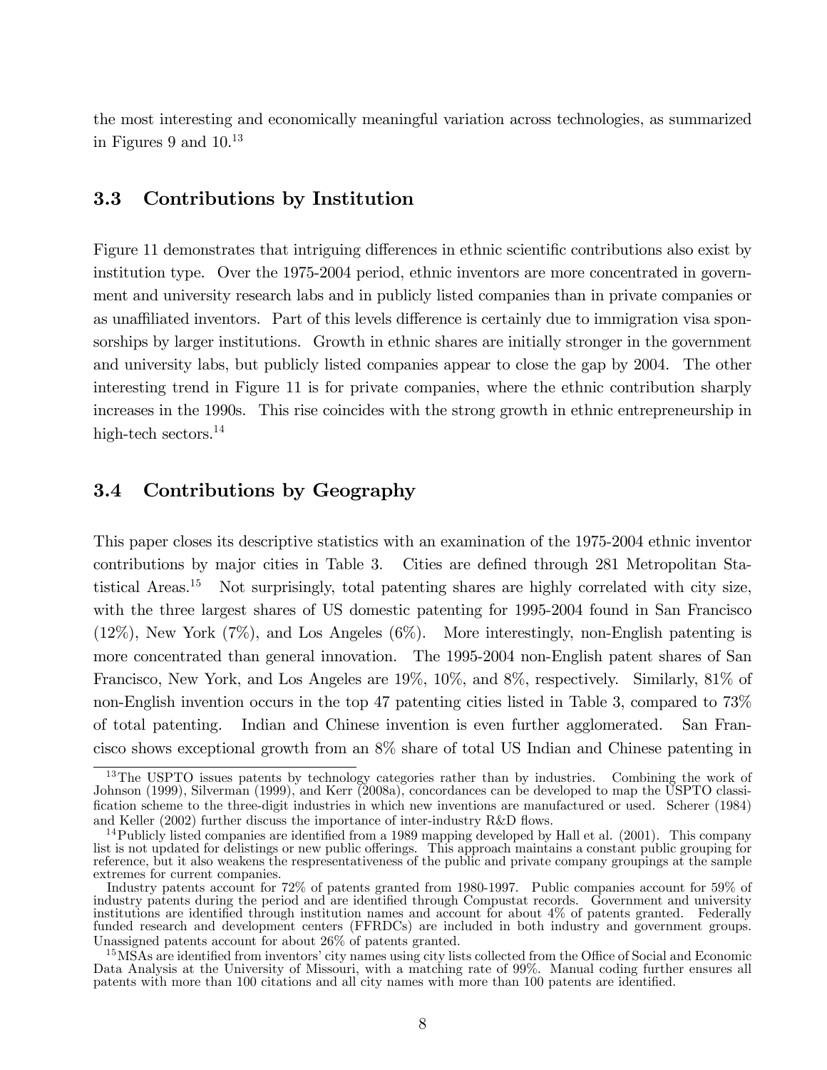the most interesting and economically meaningful variation across technologies, as summarized in Figures 9 and 10.[13]

### 3.3 Contributions by Institution

Figure 11 demonstrates that intriguing differences in ethnic scientific contributions also exist by institution type. Over the 1975-2004 period, ethnic inventors are more concentrated in government and university research labs and in publicly listed companies than in private companies or as unaffiliated inventors. Part of this levels difference is certainly due to immigration visa sponsorships by larger institutions. Growth in ethnic shares are initially stronger in the government and university labs, but publicly listed companies appear to close the gap by 2004. The other interesting trend in Figure 11 is for private companies, where the ethnic contribution sharply increases in the 1990s. This rise coincides with the strong growth in ethnic entrepreneurship in high-tech sectors.[14]

### 3.4 Contributions by Geography

This paper closes its descriptive statistics with an examination of the 1975-2004 ethnic inventor contributions by major cities in Table 3. Cities are defined through 281 Metropolitan Statistical Areas.[15] Not surprisingly, total patenting shares are highly correlated with city size, with the three largest shares of US domestic patenting for 1995-2004 found in San Francisco (12%), New York (7%), and Los Angeles (6%). More interestingly, non-English patenting is more concentrated than general innovation. The 1995-2004 non-English patent shares of San Francisco, New York, and Los Angeles are 19%, 10%, and 8%, respectively. Similarly, 81% of non-English invention occurs in the top 47 patenting cities listed in Table 3, compared to 73% of total patenting. Indian and Chinese invention is even further agglomerated. San Francisco shows exceptional growth from an 8% share of total US Indian and Chinese patenting in

---

[13] The USPTO issues patents by technology categories rather than by industries. Combining the work of Johnson (1999), Silverman (1999), and Kerr (2008a), concordances can be developed to map the USPTO classification scheme to the three-digit industries in which new inventions are manufactured or used. Scherer (1984) and Keller (2002) further discuss the importance of inter-industry R&D flows.

[14] Publicly listed companies are identified from a 1989 mapping developed by Hall et al. (2001). This company list is not updated for delistings or new public offerings. This approach maintains a constant public grouping for reference, but it also weakens the respresentativeness of the public and private company groupings at the sample extremes for current companies.

Industry patents account for 72% of patents granted from 1980-1997. Public companies account for 59% of industry patents during the period and are identified through Compustat records. Government and university institutions are identified through institution names and account for about 4% of patents granted. Federally funded research and development centers (FFRDCs) are included in both industry and government groups. Unassigned patents account for about 26% of patents granted.

[15] MSAs are identified from inventors' city names using city lists collected from the Office of Social and Economic Data Analysis at the University of Missouri, with a matching rate of 99%. Manual coding further ensures all patents with more than 100 citations and all city names with more than 100 patents are identified.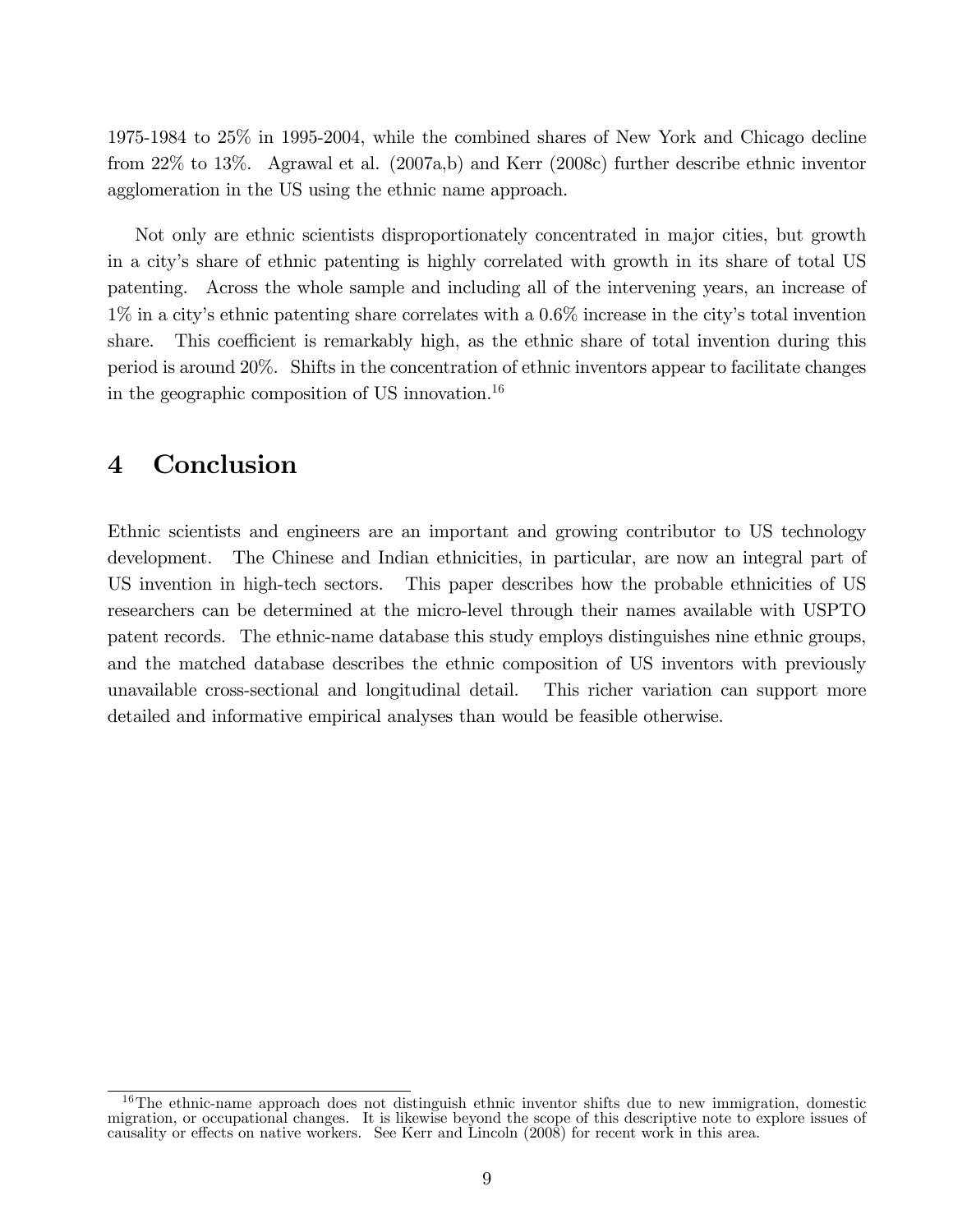1975-1984 to 25% in 1995-2004, while the combined shares of New York and Chicago decline from 22% to 13%. Agrawal et al. (2007a,b) and Kerr (2008c) further describe ethnic inventor agglomeration in the US using the ethnic name approach.

Not only are ethnic scientists disproportionately concentrated in major cities, but growth in a city's share of ethnic patenting is highly correlated with growth in its share of total US patenting. Across the whole sample and including all of the intervening years, an increase of 1% in a city's ethnic patenting share correlates with a 0.6% increase in the city's total invention share. This coefficient is remarkably high, as the ethnic share of total invention during this period is around 20%. Shifts in the concentration of ethnic inventors appear to facilitate changes in the geographic composition of US innovation.[16]

# 4 Conclusion

Ethnic scientists and engineers are an important and growing contributor to US technology development. The Chinese and Indian ethnicities, in particular, are now an integral part of US invention in high-tech sectors. This paper describes how the probable ethnicities of US researchers can be determined at the micro-level through their names available with USPTO patent records. The ethnic-name database this study employs distinguishes nine ethnic groups, and the matched database describes the ethnic composition of US inventors with previously unavailable cross-sectional and longitudinal detail. This richer variation can support more detailed and informative empirical analyses than would be feasible otherwise.

[16] The ethnic-name approach does not distinguish ethnic inventor shifts due to new immigration, domestic migration, or occupational changes. It is likewise beyond the scope of this descriptive note to explore issues of causality or effects on native workers. See Kerr and Lincoln (2008) for recent work in this area.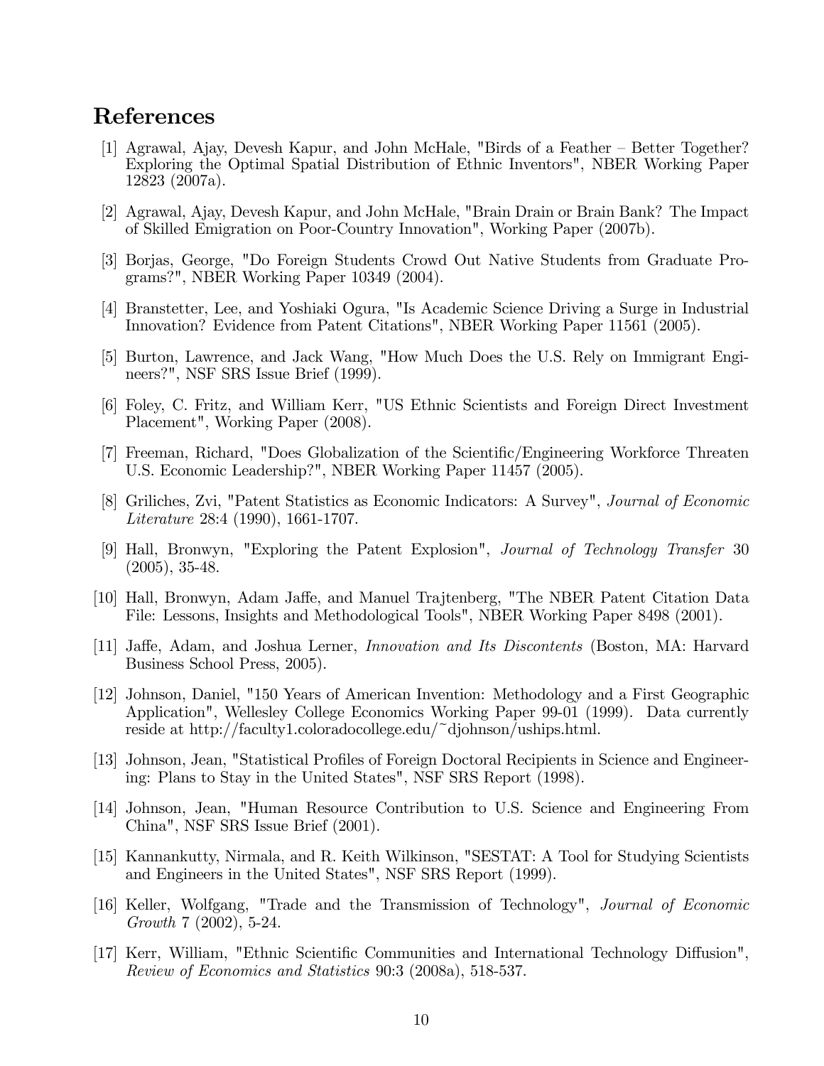# References

[1] Agrawal, Ajay, Devesh Kapur, and John McHale, "Birds of a Feather – Better Together? Exploring the Optimal Spatial Distribution of Ethnic Inventors", NBER Working Paper 12823 (2007a).

[2] Agrawal, Ajay, Devesh Kapur, and John McHale, "Brain Drain or Brain Bank? The Impact of Skilled Emigration on Poor-Country Innovation", Working Paper (2007b).

[3] Borjas, George, "Do Foreign Students Crowd Out Native Students from Graduate Programs?", NBER Working Paper 10349 (2004).

[4] Branstetter, Lee, and Yoshiaki Ogura, "Is Academic Science Driving a Surge in Industrial Innovation? Evidence from Patent Citations", NBER Working Paper 11561 (2005).

[5] Burton, Lawrence, and Jack Wang, "How Much Does the U.S. Rely on Immigrant Engineers?", NSF SRS Issue Brief (1999).

[6] Foley, C. Fritz, and William Kerr, "US Ethnic Scientists and Foreign Direct Investment Placement", Working Paper (2008).

[7] Freeman, Richard, "Does Globalization of the Scientific/Engineering Workforce Threaten U.S. Economic Leadership?", NBER Working Paper 11457 (2005).

[8] Griliches, Zvi, "Patent Statistics as Economic Indicators: A Survey", *Journal of Economic Literature* 28:4 (1990), 1661-1707.

[9] Hall, Bronwyn, "Exploring the Patent Explosion", *Journal of Technology Transfer* 30 (2005), 35-48.

[10] Hall, Bronwyn, Adam Jaffe, and Manuel Trajtenberg, "The NBER Patent Citation Data File: Lessons, Insights and Methodological Tools", NBER Working Paper 8498 (2001).

[11] Jaffe, Adam, and Joshua Lerner, *Innovation and Its Discontents* (Boston, MA: Harvard Business School Press, 2005).

[12] Johnson, Daniel, "150 Years of American Invention: Methodology and a First Geographic Application", Wellesley College Economics Working Paper 99-01 (1999). Data currently reside at http://faculty1.coloradocollege.edu/~djohnson/uships.html.

[13] Johnson, Jean, "Statistical Profiles of Foreign Doctoral Recipients in Science and Engineering: Plans to Stay in the United States", NSF SRS Report (1998).

[14] Johnson, Jean, "Human Resource Contribution to U.S. Science and Engineering From China", NSF SRS Issue Brief (2001).

[15] Kannankutty, Nirmala, and R. Keith Wilkinson, "SESTAT: A Tool for Studying Scientists and Engineers in the United States", NSF SRS Report (1999).

[16] Keller, Wolfgang, "Trade and the Transmission of Technology", *Journal of Economic Growth* 7 (2002), 5-24.

[17] Kerr, William, "Ethnic Scientific Communities and International Technology Diffusion", *Review of Economics and Statistics* 90:3 (2008a), 518-537.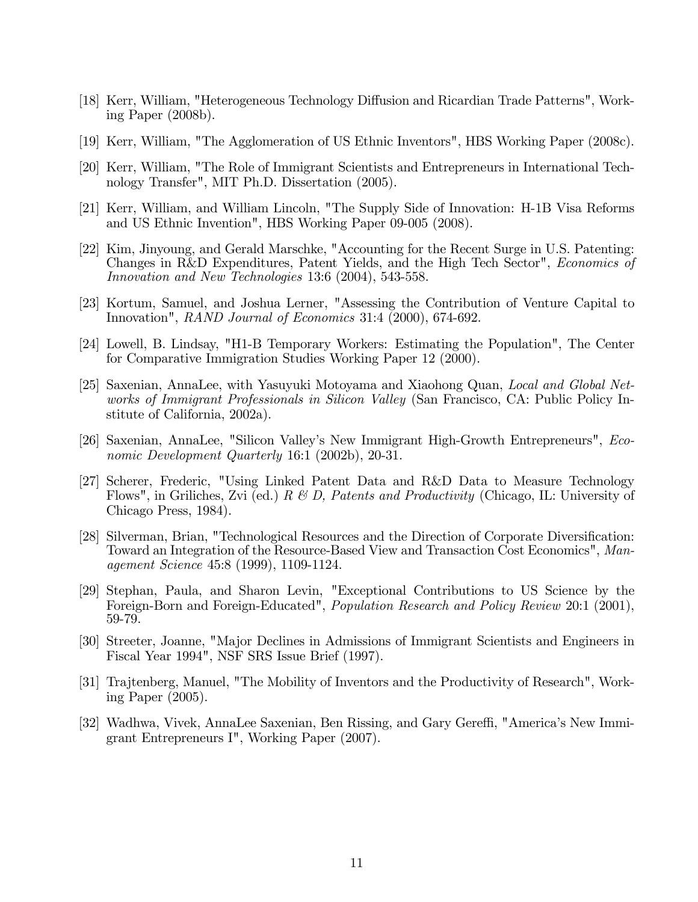[18] Kerr, William, "Heterogeneous Technology Diffusion and Ricardian Trade Patterns", Working Paper (2008b).

[19] Kerr, William, "The Agglomeration of US Ethnic Inventors", HBS Working Paper (2008c).

[20] Kerr, William, "The Role of Immigrant Scientists and Entrepreneurs in International Technology Transfer", MIT Ph.D. Dissertation (2005).

[21] Kerr, William, and William Lincoln, "The Supply Side of Innovation: H-1B Visa Reforms and US Ethnic Invention", HBS Working Paper 09-005 (2008).

[22] Kim, Jinyoung, and Gerald Marschke, "Accounting for the Recent Surge in U.S. Patenting: Changes in R&D Expenditures, Patent Yields, and the High Tech Sector", *Economics of Innovation and New Technologies* 13:6 (2004), 543-558.

[23] Kortum, Samuel, and Joshua Lerner, "Assessing the Contribution of Venture Capital to Innovation", *RAND Journal of Economics* 31:4 (2000), 674-692.

[24] Lowell, B. Lindsay, "H1-B Temporary Workers: Estimating the Population", The Center for Comparative Immigration Studies Working Paper 12 (2000).

[25] Saxenian, AnnaLee, with Yasuyuki Motoyama and Xiaohong Quan, *Local and Global Networks of Immigrant Professionals in Silicon Valley* (San Francisco, CA: Public Policy Institute of California, 2002a).

[26] Saxenian, AnnaLee, "Silicon Valley's New Immigrant High-Growth Entrepreneurs", *Economic Development Quarterly* 16:1 (2002b), 20-31.

[27] Scherer, Frederic, "Using Linked Patent Data and R&D Data to Measure Technology Flows", in Griliches, Zvi (ed.) *R & D, Patents and Productivity* (Chicago, IL: University of Chicago Press, 1984).

[28] Silverman, Brian, "Technological Resources and the Direction of Corporate Diversification: Toward an Integration of the Resource-Based View and Transaction Cost Economics", *Management Science* 45:8 (1999), 1109-1124.

[29] Stephan, Paula, and Sharon Levin, "Exceptional Contributions to US Science by the Foreign-Born and Foreign-Educated", *Population Research and Policy Review* 20:1 (2001), 59-79.

[30] Streeter, Joanne, "Major Declines in Admissions of Immigrant Scientists and Engineers in Fiscal Year 1994", NSF SRS Issue Brief (1997).

[31] Trajtenberg, Manuel, "The Mobility of Inventors and the Productivity of Research", Working Paper (2005).

[32] Wadhwa, Vivek, AnnaLee Saxenian, Ben Rissing, and Gary Gereffi, "America's New Immigrant Entrepreneurs I", Working Paper (2007).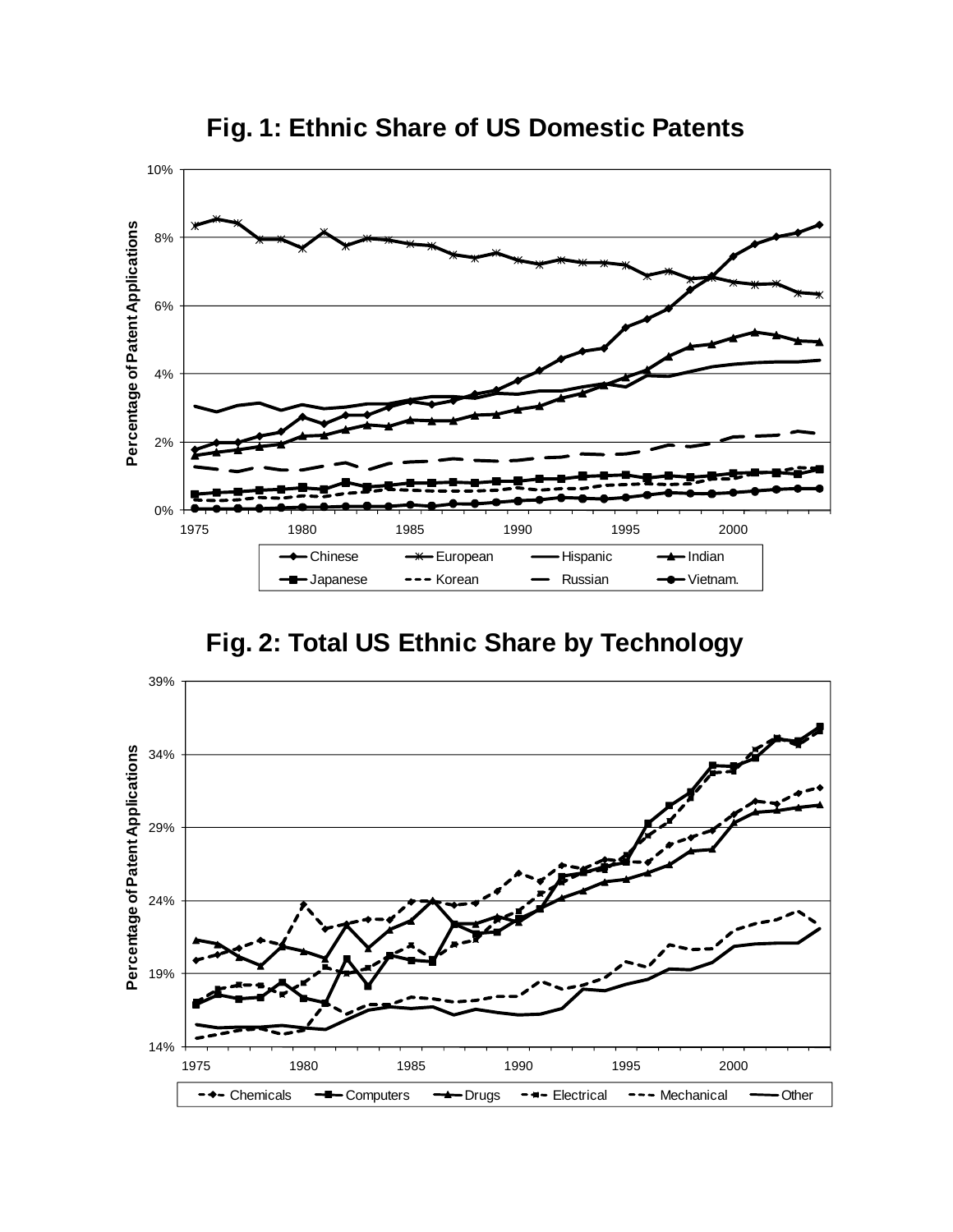**Fig. 1: Ethnic Share of US Domestic Patents**

**Fig. 2: Total US Ethnic Share by Technology**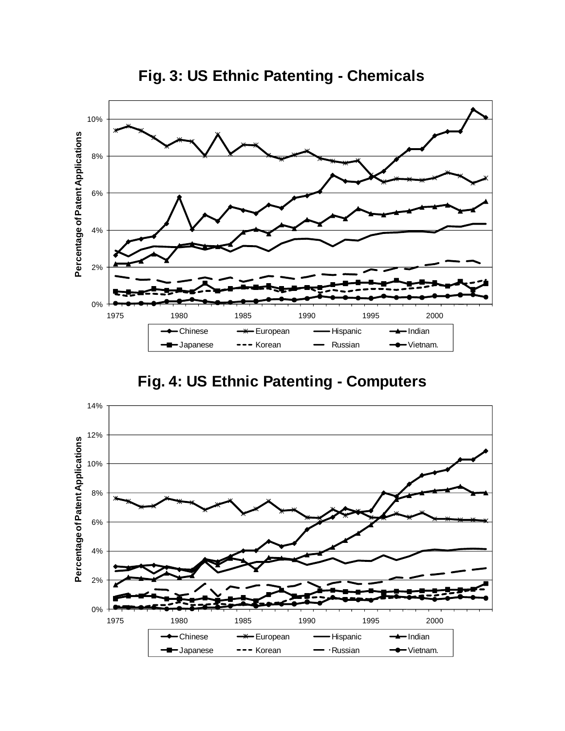## Fig. 3: US Ethnic Patenting - Chemicals

## Fig. 4: US Ethnic Patenting - Computers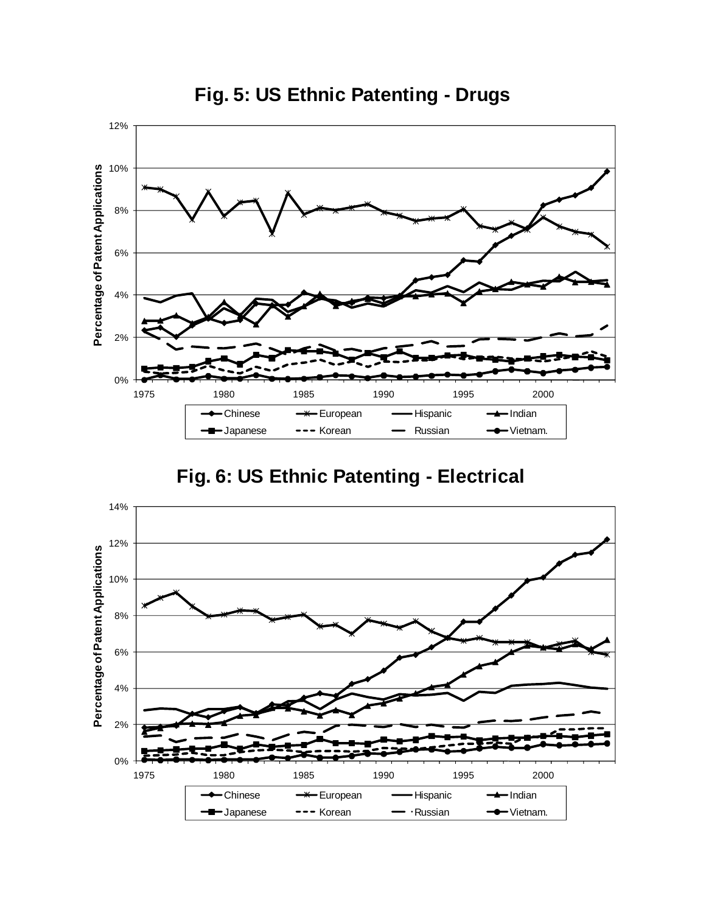# Fig. 5: US Ethnic Patenting - Drugs

# Fig. 6: US Ethnic Patenting - Electrical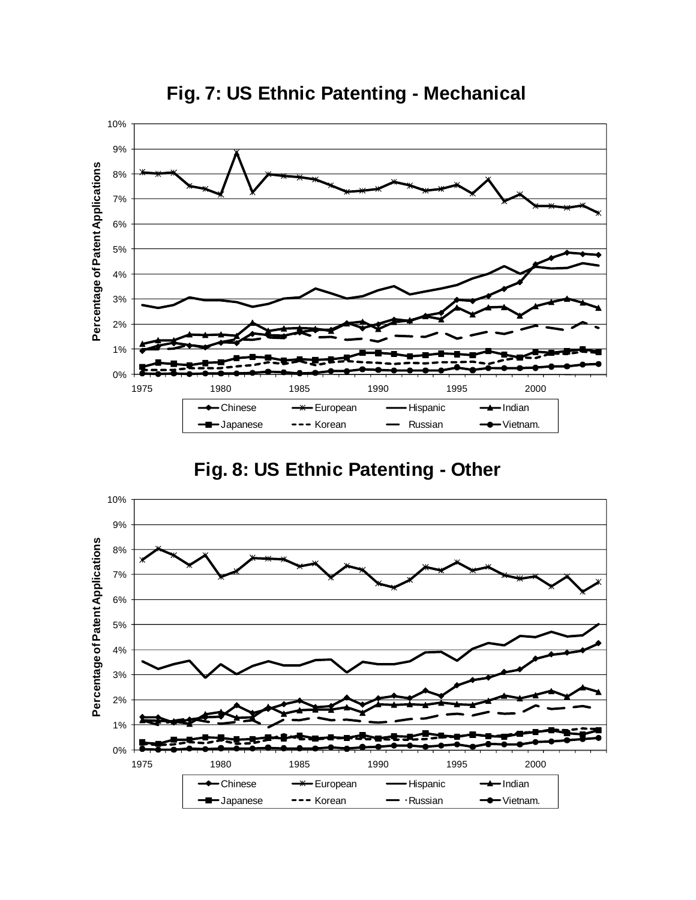**Fig. 7: US Ethnic Patenting - Mechanical**

**Fig. 8: US Ethnic Patenting - Other**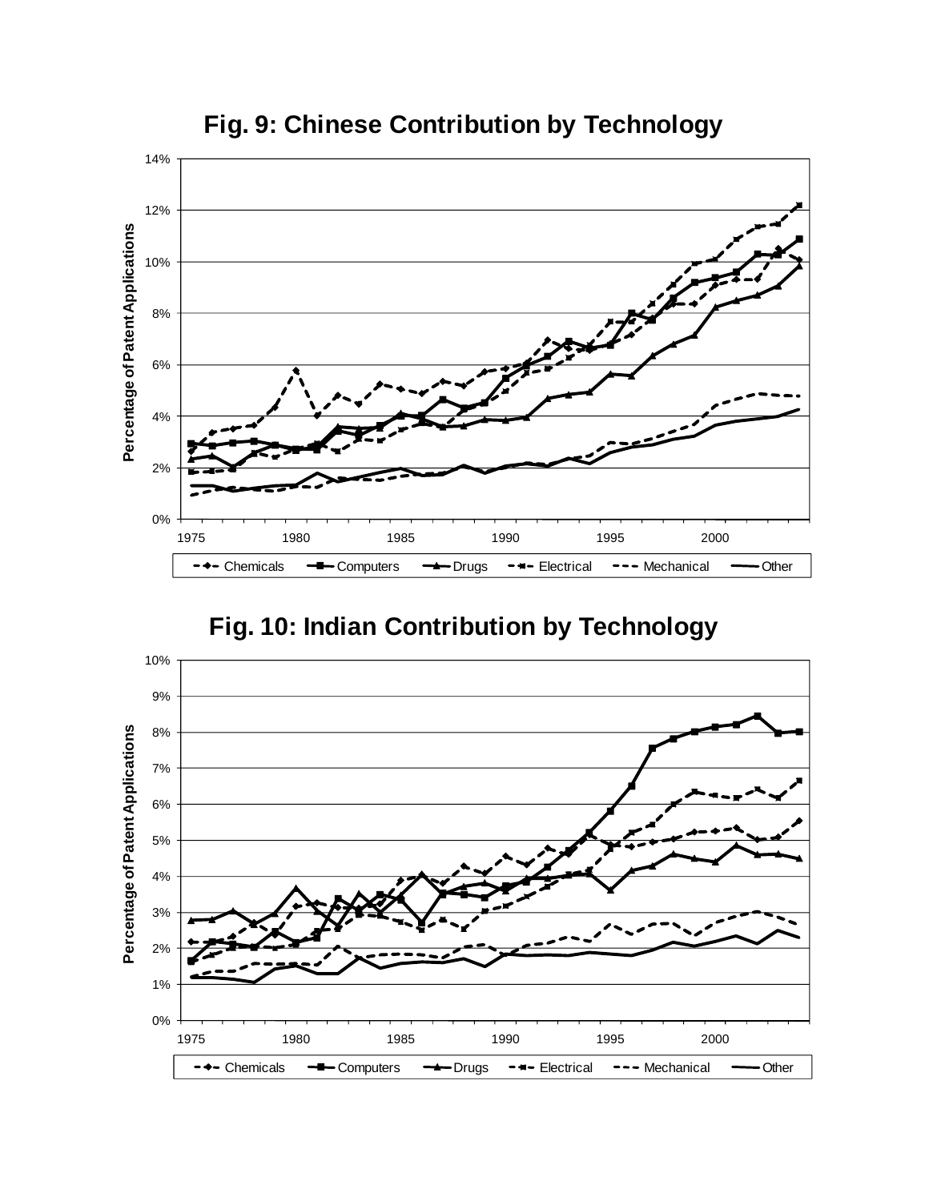**Fig. 9: Chinese Contribution by Technology**

**Fig. 10: Indian Contribution by Technology**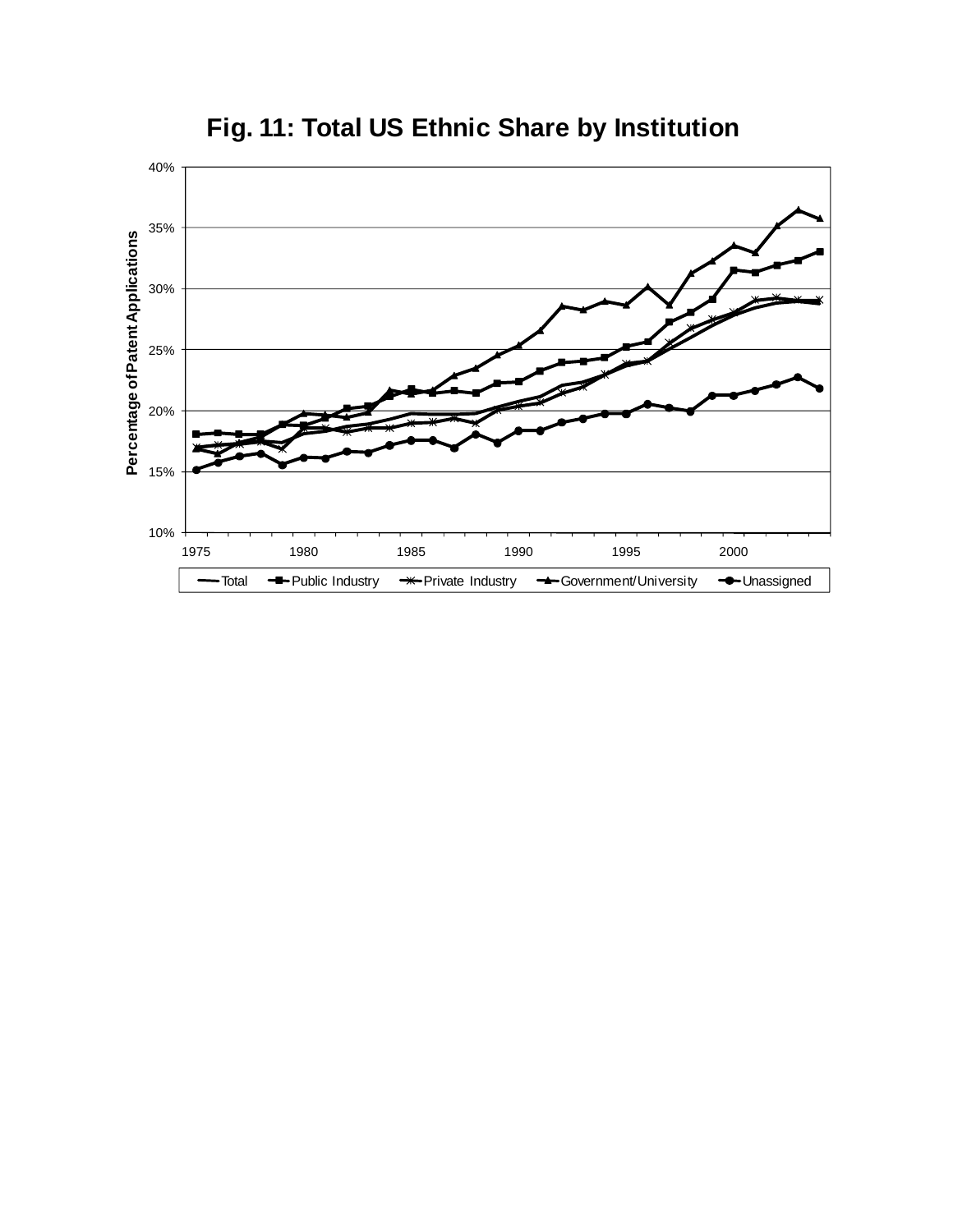**Fig. 11: Total US Ethnic Share by Institution**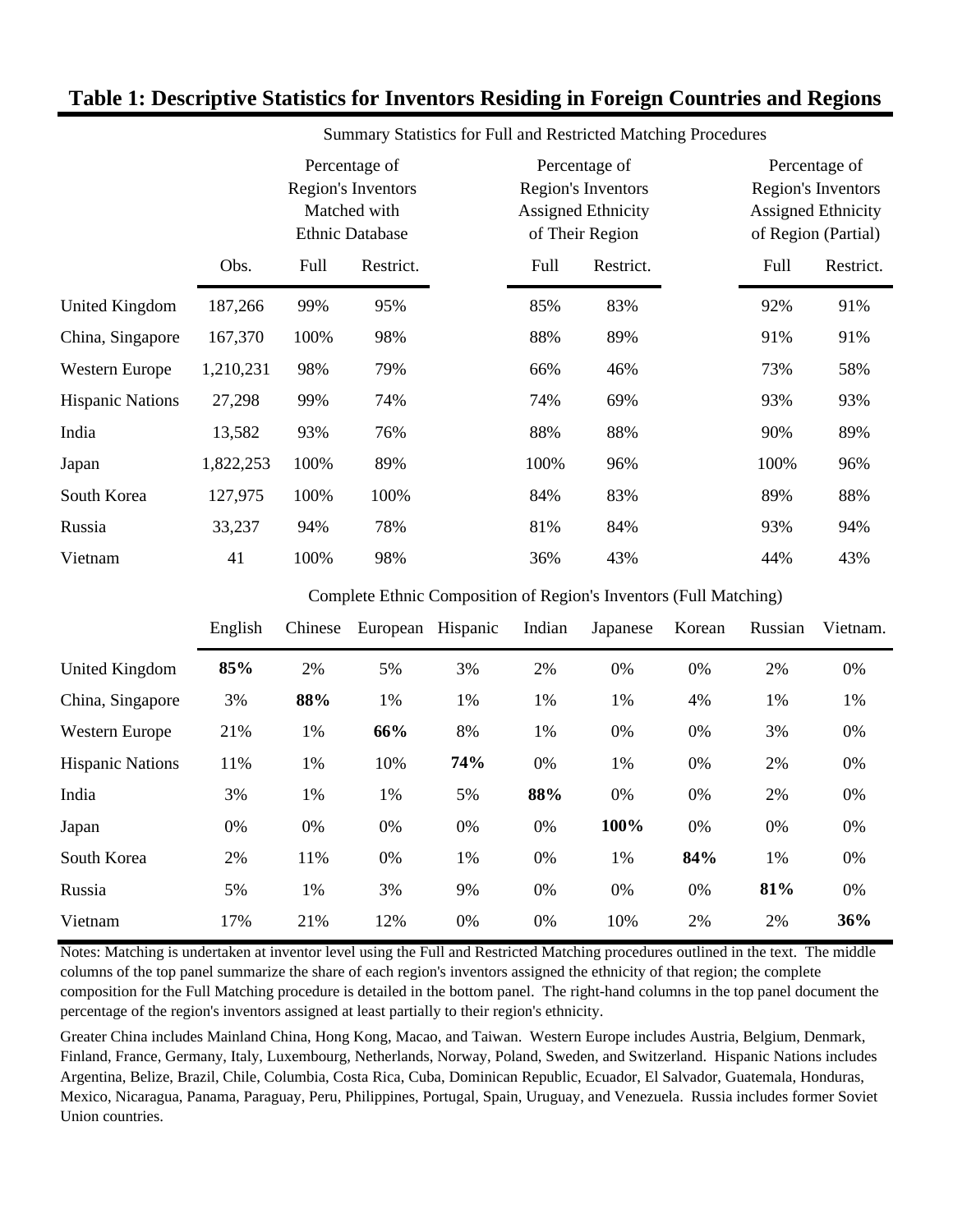# Table 1: Descriptive Statistics for Inventors Residing in Foreign Countries and Regions

Summary Statistics for Full and Restricted Matching Procedures

| | | Percentage of Region's Inventors Matched with Ethnic Database | | Percentage of Region's Inventors Assigned Ethnicity of Their Region | | Percentage of Region's Inventors Assigned Ethnicity of Region (Partial) | |
|---|---|---|---|---|---|---|---|
| | Obs. | Full | Restrict. | Full | Restrict. | Full | Restrict. |
| United Kingdom | 187,266 | 99% | 95% | 85% | 83% | 92% | 91% |
| China, Singapore | 167,370 | 100% | 98% | 88% | 89% | 91% | 91% |
| Western Europe | 1,210,231 | 98% | 79% | 66% | 46% | 73% | 58% |
| Hispanic Nations | 27,298 | 99% | 74% | 74% | 69% | 93% | 93% |
| India | 13,582 | 93% | 76% | 88% | 88% | 90% | 89% |
| Japan | 1,822,253 | 100% | 89% | 100% | 96% | 100% | 96% |
| South Korea | 127,975 | 100% | 100% | 84% | 83% | 89% | 88% |
| Russia | 33,237 | 94% | 78% | 81% | 84% | 93% | 94% |
| Vietnam | 41 | 100% | 98% | 36% | 43% | 44% | 43% |

Complete Ethnic Composition of Region's Inventors (Full Matching)

| | English | Chinese | European | Hispanic | Indian | Japanese | Korean | Russian | Vietnam. |
|---|---|---|---|---|---|---|---|---|---|
| United Kingdom | **85%** | 2% | 5% | 3% | 2% | 0% | 0% | 2% | 0% |
| China, Singapore | 3% | **88%** | 1% | 1% | 1% | 1% | 4% | 1% | 1% |
| Western Europe | 21% | 1% | **66%** | 8% | 1% | 0% | 0% | 3% | 0% |
| Hispanic Nations | 11% | 1% | 10% | **74%** | 0% | 1% | 0% | 2% | 0% |
| India | 3% | 1% | 1% | 5% | **88%** | 0% | 0% | 2% | 0% |
| Japan | 0% | 0% | 0% | 0% | 0% | **100%** | 0% | 0% | 0% |
| South Korea | 2% | 11% | 0% | 1% | 0% | 1% | **84%** | 1% | 0% |
| Russia | 5% | 1% | 3% | 9% | 0% | 0% | 0% | **81%** | 0% |
| Vietnam | 17% | 21% | 12% | 0% | 0% | 10% | 2% | 2% | **36%** |

Notes: Matching is undertaken at inventor level using the Full and Restricted Matching procedures outlined in the text. The middle columns of the top panel summarize the share of each region's inventors assigned the ethnicity of that region; the complete composition for the Full Matching procedure is detailed in the bottom panel. The right-hand columns in the top panel document the percentage of the region's inventors assigned at least partially to their region's ethnicity.

Greater China includes Mainland China, Hong Kong, Macao, and Taiwan. Western Europe includes Austria, Belgium, Denmark, Finland, France, Germany, Italy, Luxembourg, Netherlands, Norway, Poland, Sweden, and Switzerland. Hispanic Nations includes Argentina, Belize, Brazil, Chile, Columbia, Costa Rica, Cuba, Dominican Republic, Ecuador, El Salvador, Guatemala, Honduras, Mexico, Nicaragua, Panama, Paraguay, Peru, Philippines, Portugal, Spain, Uruguay, and Venezuela. Russia includes former Soviet Union countries.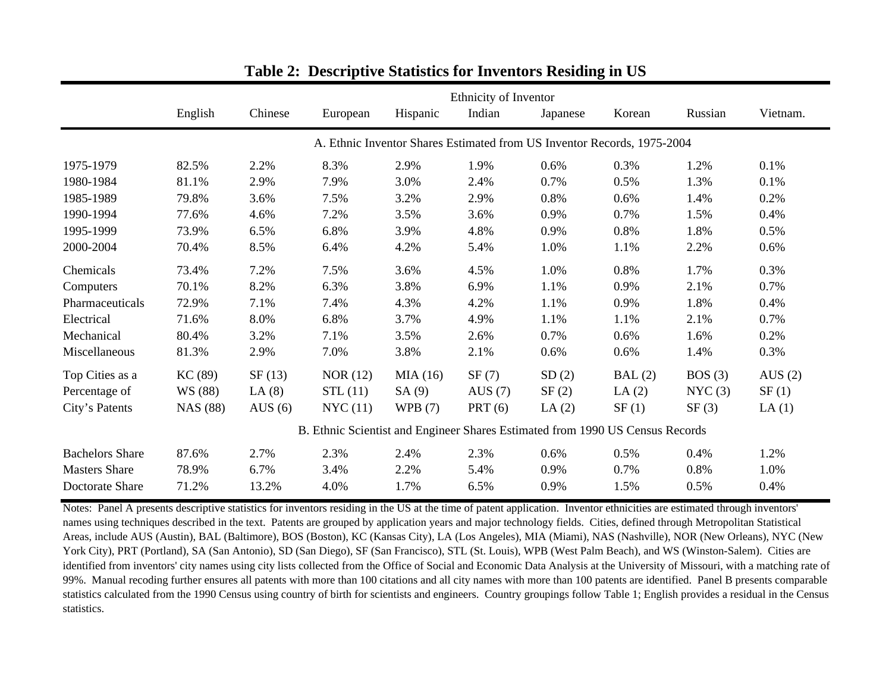**Table 2: Descriptive Statistics for Inventors Residing in US**

| | Ethnicity of Inventor | | | | | | | | |
|---|---|---|---|---|---|---|---|---|---|
| | English | Chinese | European | Hispanic | Indian | Japanese | Korean | Russian | Vietnam. |
| | A. Ethnic Inventor Shares Estimated from US Inventor Records, 1975-2004 | | | | | | | | |
| 1975-1979 | 82.5% | 2.2% | 8.3% | 2.9% | 1.9% | 0.6% | 0.3% | 1.2% | 0.1% |
| 1980-1984 | 81.1% | 2.9% | 7.9% | 3.0% | 2.4% | 0.7% | 0.5% | 1.3% | 0.1% |
| 1985-1989 | 79.8% | 3.6% | 7.5% | 3.2% | 2.9% | 0.8% | 0.6% | 1.4% | 0.2% |
| 1990-1994 | 77.6% | 4.6% | 7.2% | 3.5% | 3.6% | 0.9% | 0.7% | 1.5% | 0.4% |
| 1995-1999 | 73.9% | 6.5% | 6.8% | 3.9% | 4.8% | 0.9% | 0.8% | 1.8% | 0.5% |
| 2000-2004 | 70.4% | 8.5% | 6.4% | 4.2% | 5.4% | 1.0% | 1.1% | 2.2% | 0.6% |
| Chemicals | 73.4% | 7.2% | 7.5% | 3.6% | 4.5% | 1.0% | 0.8% | 1.7% | 0.3% |
| Computers | 70.1% | 8.2% | 6.3% | 3.8% | 6.9% | 1.1% | 0.9% | 2.1% | 0.7% |
| Pharmaceuticals | 72.9% | 7.1% | 7.4% | 4.3% | 4.2% | 1.1% | 0.9% | 1.8% | 0.4% |
| Electrical | 71.6% | 8.0% | 6.8% | 3.7% | 4.9% | 1.1% | 1.1% | 2.1% | 0.7% |
| Mechanical | 80.4% | 3.2% | 7.1% | 3.5% | 2.6% | 0.7% | 0.6% | 1.6% | 0.2% |
| Miscellaneous | 81.3% | 2.9% | 7.0% | 3.8% | 2.1% | 0.6% | 0.6% | 1.4% | 0.3% |
| Top Cities as a | KC (89) | SF (13) | NOR (12) | MIA (16) | SF (7) | SD (2) | BAL (2) | BOS (3) | AUS (2) |
| Percentage of | WS (88) | LA (8) | STL (11) | SA (9) | AUS (7) | SF (2) | LA (2) | NYC (3) | SF (1) |
| City's Patents | NAS (88) | AUS (6) | NYC (11) | WPB (7) | PRT (6) | LA (2) | SF (1) | SF (3) | LA (1) |
| | B. Ethnic Scientist and Engineer Shares Estimated from 1990 US Census Records | | | | | | | | |
| Bachelors Share | 87.6% | 2.7% | 2.3% | 2.4% | 2.3% | 0.6% | 0.5% | 0.4% | 1.2% |
| Masters Share | 78.9% | 6.7% | 3.4% | 2.2% | 5.4% | 0.9% | 0.7% | 0.8% | 1.0% |
| Doctorate Share | 71.2% | 13.2% | 4.0% | 1.7% | 6.5% | 0.9% | 1.5% | 0.5% | 0.4% |

Notes: Panel A presents descriptive statistics for inventors residing in the US at the time of patent application. Inventor ethnicities are estimated through inventors' names using techniques described in the text. Patents are grouped by application years and major technology fields. Cities, defined through Metropolitan Statistical Areas, include AUS (Austin), BAL (Baltimore), BOS (Boston), KC (Kansas City), LA (Los Angeles), MIA (Miami), NAS (Nashville), NOR (New Orleans), NYC (New York City), PRT (Portland), SA (San Antonio), SD (San Diego), SF (San Francisco), STL (St. Louis), WPB (West Palm Beach), and WS (Winston-Salem). Cities are identified from inventors' city names using city lists collected from the Office of Social and Economic Data Analysis at the University of Missouri, with a matching rate of 99%. Manual recoding further ensures all patents with more than 100 citations and all city names with more than 100 patents are identified. Panel B presents comparable statistics calculated from the 1990 Census using country of birth for scientists and engineers. Country groupings follow Table 1; English provides a residual in the Census statistics.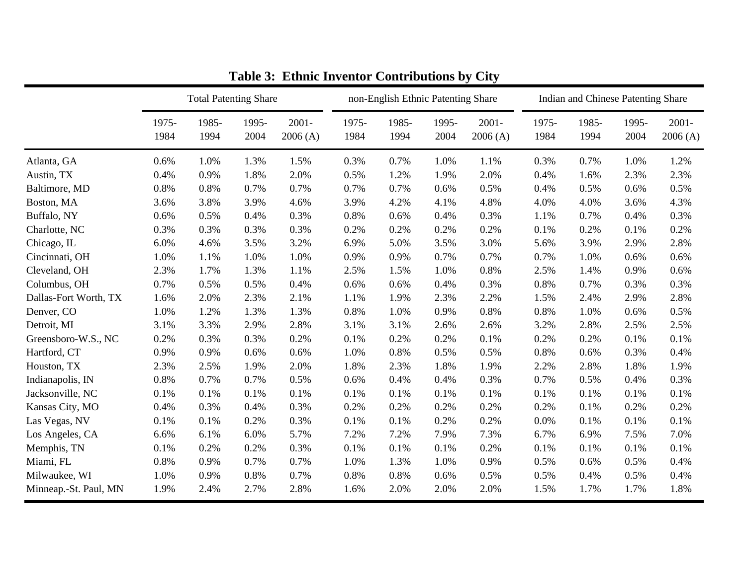# Table 3: Ethnic Inventor Contributions by City

| | Total Patenting Share | | | | non-English Ethnic Patenting Share | | | | Indian and Chinese Patenting Share | | | |
|---|---|---|---|---|---|---|---|---|---|---|---|---|
| | 1975-1984 | 1985-1994 | 1995-2004 | 2001-2006 (A) | 1975-1984 | 1985-1994 | 1995-2004 | 2001-2006 (A) | 1975-1984 | 1985-1994 | 1995-2004 | 2001-2006 (A) |
| Atlanta, GA | 0.6% | 1.0% | 1.3% | 1.5% | 0.3% | 0.7% | 1.0% | 1.1% | 0.3% | 0.7% | 1.0% | 1.2% |
| Austin, TX | 0.4% | 0.9% | 1.8% | 2.0% | 0.5% | 1.2% | 1.9% | 2.0% | 0.4% | 1.6% | 2.3% | 2.3% |
| Baltimore, MD | 0.8% | 0.8% | 0.7% | 0.7% | 0.7% | 0.7% | 0.6% | 0.5% | 0.4% | 0.5% | 0.6% | 0.5% |
| Boston, MA | 3.6% | 3.8% | 3.9% | 4.6% | 3.9% | 4.2% | 4.1% | 4.8% | 4.0% | 4.0% | 3.6% | 4.3% |
| Buffalo, NY | 0.6% | 0.5% | 0.4% | 0.3% | 0.8% | 0.6% | 0.4% | 0.3% | 1.1% | 0.7% | 0.4% | 0.3% |
| Charlotte, NC | 0.3% | 0.3% | 0.3% | 0.3% | 0.2% | 0.2% | 0.2% | 0.2% | 0.1% | 0.2% | 0.1% | 0.2% |
| Chicago, IL | 6.0% | 4.6% | 3.5% | 3.2% | 6.9% | 5.0% | 3.5% | 3.0% | 5.6% | 3.9% | 2.9% | 2.8% |
| Cincinnati, OH | 1.0% | 1.1% | 1.0% | 1.0% | 0.9% | 0.9% | 0.7% | 0.7% | 0.7% | 1.0% | 0.6% | 0.6% |
| Cleveland, OH | 2.3% | 1.7% | 1.3% | 1.1% | 2.5% | 1.5% | 1.0% | 0.8% | 2.5% | 1.4% | 0.9% | 0.6% |
| Columbus, OH | 0.7% | 0.5% | 0.5% | 0.4% | 0.6% | 0.6% | 0.4% | 0.3% | 0.8% | 0.7% | 0.3% | 0.3% |
| Dallas-Fort Worth, TX | 1.6% | 2.0% | 2.3% | 2.1% | 1.1% | 1.9% | 2.3% | 2.2% | 1.5% | 2.4% | 2.9% | 2.8% |
| Denver, CO | 1.0% | 1.2% | 1.3% | 1.3% | 0.8% | 1.0% | 0.9% | 0.8% | 0.8% | 1.0% | 0.6% | 0.5% |
| Detroit, MI | 3.1% | 3.3% | 2.9% | 2.8% | 3.1% | 3.1% | 2.6% | 2.6% | 3.2% | 2.8% | 2.5% | 2.5% |
| Greensboro-W.S., NC | 0.2% | 0.3% | 0.3% | 0.2% | 0.1% | 0.2% | 0.2% | 0.1% | 0.2% | 0.2% | 0.1% | 0.1% |
| Hartford, CT | 0.9% | 0.9% | 0.6% | 0.6% | 1.0% | 0.8% | 0.5% | 0.5% | 0.8% | 0.6% | 0.3% | 0.4% |
| Houston, TX | 2.3% | 2.5% | 1.9% | 2.0% | 1.8% | 2.3% | 1.8% | 1.9% | 2.2% | 2.8% | 1.8% | 1.9% |
| Indianapolis, IN | 0.8% | 0.7% | 0.7% | 0.5% | 0.6% | 0.4% | 0.4% | 0.3% | 0.7% | 0.5% | 0.4% | 0.3% |
| Jacksonville, NC | 0.1% | 0.1% | 0.1% | 0.1% | 0.1% | 0.1% | 0.1% | 0.1% | 0.1% | 0.1% | 0.1% | 0.1% |
| Kansas City, MO | 0.4% | 0.3% | 0.4% | 0.3% | 0.2% | 0.2% | 0.2% | 0.2% | 0.2% | 0.1% | 0.2% | 0.2% |
| Las Vegas, NV | 0.1% | 0.1% | 0.2% | 0.3% | 0.1% | 0.1% | 0.2% | 0.2% | 0.0% | 0.1% | 0.1% | 0.1% |
| Los Angeles, CA | 6.6% | 6.1% | 6.0% | 5.7% | 7.2% | 7.2% | 7.9% | 7.3% | 6.7% | 6.9% | 7.5% | 7.0% |
| Memphis, TN | 0.1% | 0.2% | 0.2% | 0.3% | 0.1% | 0.1% | 0.1% | 0.2% | 0.1% | 0.1% | 0.1% | 0.1% |
| Miami, FL | 0.8% | 0.9% | 0.7% | 0.7% | 1.0% | 1.3% | 1.0% | 0.9% | 0.5% | 0.6% | 0.5% | 0.4% |
| Milwaukee, WI | 1.0% | 0.9% | 0.8% | 0.7% | 0.8% | 0.8% | 0.6% | 0.5% | 0.5% | 0.4% | 0.5% | 0.4% |
| Minneap.-St. Paul, MN | 1.9% | 2.4% | 2.7% | 2.8% | 1.6% | 2.0% | 2.0% | 2.0% | 1.5% | 1.7% | 1.7% | 1.8% |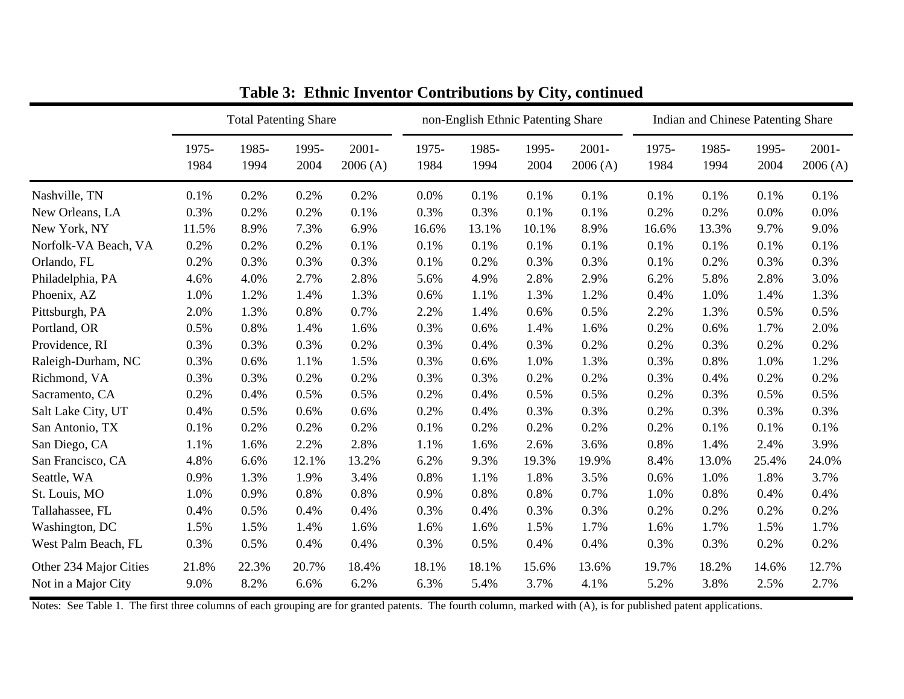## Table 3: Ethnic Inventor Contributions by City, continued

| | Total Patenting Share | | | | non-English Ethnic Patenting Share | | | | Indian and Chinese Patenting Share | | | |
|---|---|---|---|---|---|---|---|---|---|---|---|---|
| | 1975-1984 | 1985-1994 | 1995-2004 | 2001-2006 (A) | 1975-1984 | 1985-1994 | 1995-2004 | 2001-2006 (A) | 1975-1984 | 1985-1994 | 1995-2004 | 2001-2006 (A) |
| Nashville, TN | 0.1% | 0.2% | 0.2% | 0.2% | 0.0% | 0.1% | 0.1% | 0.1% | 0.1% | 0.1% | 0.1% | 0.1% |
| New Orleans, LA | 0.3% | 0.2% | 0.2% | 0.1% | 0.3% | 0.3% | 0.1% | 0.1% | 0.2% | 0.2% | 0.0% | 0.0% |
| New York, NY | 11.5% | 8.9% | 7.3% | 6.9% | 16.6% | 13.1% | 10.1% | 8.9% | 16.6% | 13.3% | 9.7% | 9.0% |
| Norfolk-VA Beach, VA | 0.2% | 0.2% | 0.2% | 0.1% | 0.1% | 0.1% | 0.1% | 0.1% | 0.1% | 0.1% | 0.1% | 0.1% |
| Orlando, FL | 0.2% | 0.3% | 0.3% | 0.3% | 0.1% | 0.2% | 0.3% | 0.3% | 0.1% | 0.2% | 0.3% | 0.3% |
| Philadelphia, PA | 4.6% | 4.0% | 2.7% | 2.8% | 5.6% | 4.9% | 2.8% | 2.9% | 6.2% | 5.8% | 2.8% | 3.0% |
| Phoenix, AZ | 1.0% | 1.2% | 1.4% | 1.3% | 0.6% | 1.1% | 1.3% | 1.2% | 0.4% | 1.0% | 1.4% | 1.3% |
| Pittsburgh, PA | 2.0% | 1.3% | 0.8% | 0.7% | 2.2% | 1.4% | 0.6% | 0.5% | 2.2% | 1.3% | 0.5% | 0.5% |
| Portland, OR | 0.5% | 0.8% | 1.4% | 1.6% | 0.3% | 0.6% | 1.4% | 1.6% | 0.2% | 0.6% | 1.7% | 2.0% |
| Providence, RI | 0.3% | 0.3% | 0.3% | 0.2% | 0.3% | 0.4% | 0.3% | 0.2% | 0.2% | 0.3% | 0.2% | 0.2% |
| Raleigh-Durham, NC | 0.3% | 0.6% | 1.1% | 1.5% | 0.3% | 0.6% | 1.0% | 1.3% | 0.3% | 0.8% | 1.0% | 1.2% |
| Richmond, VA | 0.3% | 0.3% | 0.2% | 0.2% | 0.3% | 0.3% | 0.2% | 0.2% | 0.3% | 0.4% | 0.2% | 0.2% |
| Sacramento, CA | 0.2% | 0.4% | 0.5% | 0.5% | 0.2% | 0.4% | 0.5% | 0.5% | 0.2% | 0.3% | 0.5% | 0.5% |
| Salt Lake City, UT | 0.4% | 0.5% | 0.6% | 0.6% | 0.2% | 0.4% | 0.3% | 0.3% | 0.2% | 0.3% | 0.3% | 0.3% |
| San Antonio, TX | 0.1% | 0.2% | 0.2% | 0.2% | 0.1% | 0.2% | 0.2% | 0.2% | 0.2% | 0.1% | 0.1% | 0.1% |
| San Diego, CA | 1.1% | 1.6% | 2.2% | 2.8% | 1.1% | 1.6% | 2.6% | 3.6% | 0.8% | 1.4% | 2.4% | 3.9% |
| San Francisco, CA | 4.8% | 6.6% | 12.1% | 13.2% | 6.2% | 9.3% | 19.3% | 19.9% | 8.4% | 13.0% | 25.4% | 24.0% |
| Seattle, WA | 0.9% | 1.3% | 1.9% | 3.4% | 0.8% | 1.1% | 1.8% | 3.5% | 0.6% | 1.0% | 1.8% | 3.7% |
| St. Louis, MO | 1.0% | 0.9% | 0.8% | 0.8% | 0.9% | 0.8% | 0.8% | 0.7% | 1.0% | 0.8% | 0.4% | 0.4% |
| Tallahassee, FL | 0.4% | 0.5% | 0.4% | 0.4% | 0.3% | 0.4% | 0.3% | 0.3% | 0.2% | 0.2% | 0.2% | 0.2% |
| Washington, DC | 1.5% | 1.5% | 1.4% | 1.6% | 1.6% | 1.6% | 1.5% | 1.7% | 1.6% | 1.7% | 1.5% | 1.7% |
| West Palm Beach, FL | 0.3% | 0.5% | 0.4% | 0.4% | 0.3% | 0.5% | 0.4% | 0.4% | 0.3% | 0.3% | 0.2% | 0.2% |
| Other 234 Major Cities | 21.8% | 22.3% | 20.7% | 18.4% | 18.1% | 18.1% | 15.6% | 13.6% | 19.7% | 18.2% | 14.6% | 12.7% |
| Not in a Major City | 9.0% | 8.2% | 6.6% | 6.2% | 6.3% | 5.4% | 3.7% | 4.1% | 5.2% | 3.8% | 2.5% | 2.7% |

Notes: See Table 1. The first three columns of each grouping are for granted patents. The fourth column, marked with (A), is for published patent applications.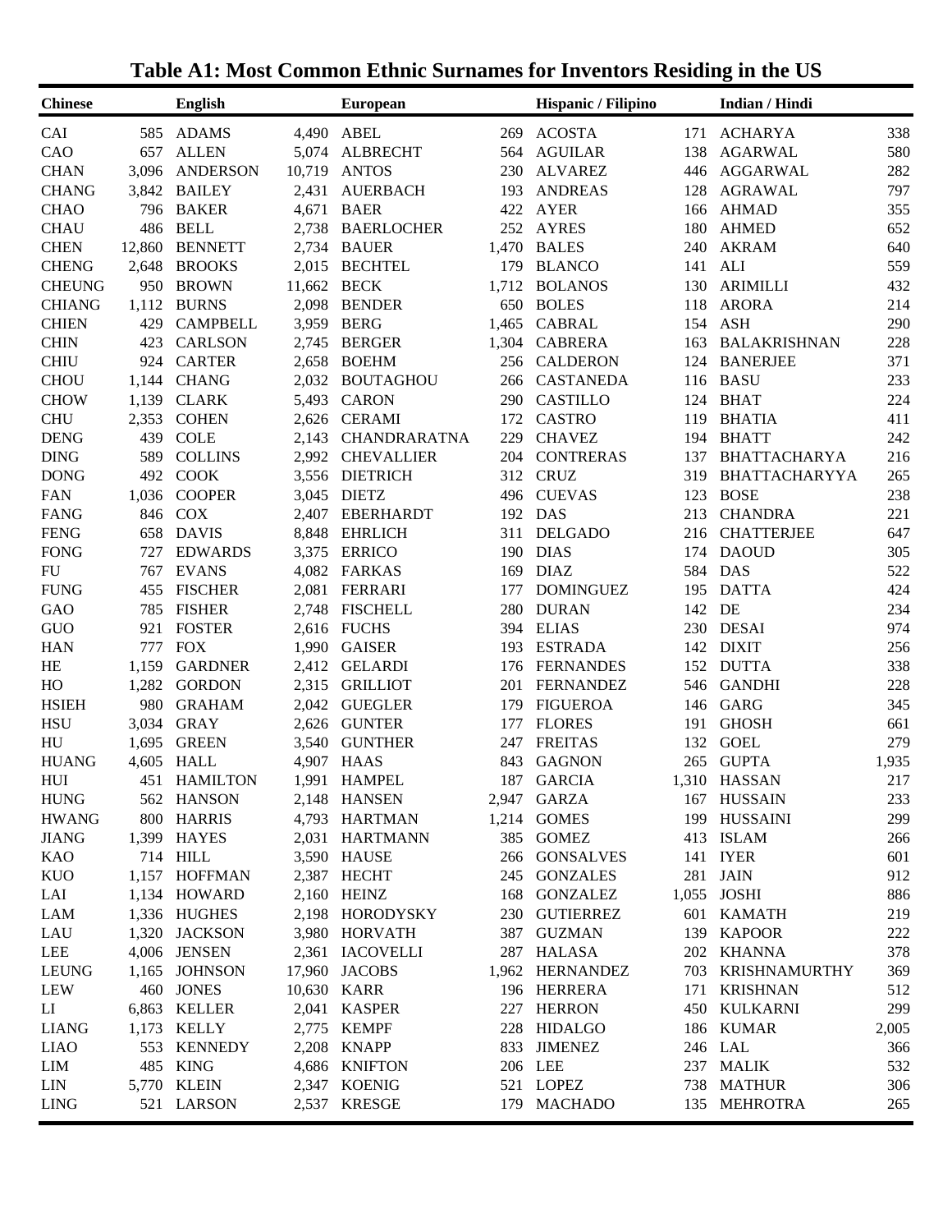# Table A1: Most Common Ethnic Surnames for Inventors Residing in the US

| Chinese | | English | | European | | Hispanic / Filipino | | Indian / Hindi | |
|---|---|---|---|---|---|---|---|---|---|
| CAI | 585 | ADAMS | 4,490 | ABEL | 269 | ACOSTA | 171 | ACHARYA | 338 |
| CAO | 657 | ALLEN | 5,074 | ALBRECHT | 564 | AGUILAR | 138 | AGARWAL | 580 |
| CHAN | 3,096 | ANDERSON | 10,719 | ANTOS | 230 | ALVAREZ | 446 | AGGARWAL | 282 |
| CHANG | 3,842 | BAILEY | 2,431 | AUERBACH | 193 | ANDREAS | 128 | AGRAWAL | 797 |
| CHAO | 796 | BAKER | 4,671 | BAER | 422 | AYER | 166 | AHMAD | 355 |
| CHAU | 486 | BELL | 2,738 | BAERLOCHER | 252 | AYRES | 180 | AHMED | 652 |
| CHEN | 12,860 | BENNETT | 2,734 | BAUER | 1,470 | BALES | 240 | AKRAM | 640 |
| CHENG | 2,648 | BROOKS | 2,015 | BECHTEL | 179 | BLANCO | 141 | ALI | 559 |
| CHEUNG | 950 | BROWN | 11,662 | BECK | 1,712 | BOLANOS | 130 | ARIMILLI | 432 |
| CHIANG | 1,112 | BURNS | 2,098 | BENDER | 650 | BOLES | 118 | ARORA | 214 |
| CHIEN | 429 | CAMPBELL | 3,959 | BERG | 1,465 | CABRAL | 154 | ASH | 290 |
| CHIN | 423 | CARLSON | 2,745 | BERGER | 1,304 | CABRERA | 163 | BALAKRISHNAN | 228 |
| CHIU | 924 | CARTER | 2,658 | BOEHM | 256 | CALDERON | 124 | BANERJEE | 371 |
| CHOU | 1,144 | CHANG | 2,032 | BOUTAGHOU | 266 | CASTANEDA | 116 | BASU | 233 |
| CHOW | 1,139 | CLARK | 5,493 | CARON | 290 | CASTILLO | 124 | BHAT | 224 |
| CHU | 2,353 | COHEN | 2,626 | CERAMI | 172 | CASTRO | 119 | BHATIA | 411 |
| DENG | 439 | COLE | 2,143 | CHANDRARATNA | 229 | CHAVEZ | 194 | BHATT | 242 |
| DING | 589 | COLLINS | 2,992 | CHEVALLIER | 204 | CONTRERAS | 137 | BHATTACHARYA | 216 |
| DONG | 492 | COOK | 3,556 | DIETRICH | 312 | CRUZ | 319 | BHATTACHARYYA | 265 |
| FAN | 1,036 | COOPER | 3,045 | DIETZ | 496 | CUEVAS | 123 | BOSE | 238 |
| FANG | 846 | COX | 2,407 | EBERHARDT | 192 | DAS | 213 | CHANDRA | 221 |
| FENG | 658 | DAVIS | 8,848 | EHRLICH | 311 | DELGADO | 216 | CHATTERJEE | 647 |
| FONG | 727 | EDWARDS | 3,375 | ERRICO | 190 | DIAS | 174 | DAOUD | 305 |
| FU | 767 | EVANS | 4,082 | FARKAS | 169 | DIAZ | 584 | DAS | 522 |
| FUNG | 455 | FISCHER | 2,081 | FERRARI | 177 | DOMINGUEZ | 195 | DATTA | 424 |
| GAO | 785 | FISHER | 2,748 | FISCHELL | 280 | DURAN | 142 | DE | 234 |
| GUO | 921 | FOSTER | 2,616 | FUCHS | 394 | ELIAS | 230 | DESAI | 974 |
| HAN | 777 | FOX | 1,990 | GAISER | 193 | ESTRADA | 142 | DIXIT | 256 |
| HE | 1,159 | GARDNER | 2,412 | GELARDI | 176 | FERNANDES | 152 | DUTTA | 338 |
| HO | 1,282 | GORDON | 2,315 | GRILLIOT | 201 | FERNANDEZ | 546 | GANDHI | 228 |
| HSIEH | 980 | GRAHAM | 2,042 | GUEGLER | 179 | FIGUEROA | 146 | GARG | 345 |
| HSU | 3,034 | GRAY | 2,626 | GUNTER | 177 | FLORES | 191 | GHOSH | 661 |
| HU | 1,695 | GREEN | 3,540 | GUNTHER | 247 | FREITAS | 132 | GOEL | 279 |
| HUANG | 4,605 | HALL | 4,907 | HAAS | 843 | GAGNON | 265 | GUPTA | 1,935 |
| HUI | 451 | HAMILTON | 1,991 | HAMPEL | 187 | GARCIA | 1,310 | HASSAN | 217 |
| HUNG | 562 | HANSON | 2,148 | HANSEN | 2,947 | GARZA | 167 | HUSSAIN | 233 |
| HWANG | 800 | HARRIS | 4,793 | HARTMAN | 1,214 | GOMES | 199 | HUSSAINI | 299 |
| JIANG | 1,399 | HAYES | 2,031 | HARTMANN | 385 | GOMEZ | 413 | ISLAM | 266 |
| KAO | 714 | HILL | 3,590 | HAUSE | 266 | GONSALVES | 141 | IYER | 601 |
| KUO | 1,157 | HOFFMAN | 2,387 | HECHT | 245 | GONZALES | 281 | JAIN | 912 |
| LAI | 1,134 | HOWARD | 2,160 | HEINZ | 168 | GONZALEZ | 1,055 | JOSHI | 886 |
| LAM | 1,336 | HUGHES | 2,198 | HORODYSKY | 230 | GUTIERREZ | 601 | KAMATH | 219 |
| LAU | 1,320 | JACKSON | 3,980 | HORVATH | 387 | GUZMAN | 139 | KAPOOR | 222 |
| LEE | 4,006 | JENSEN | 2,361 | IACOVELLI | 287 | HALASA | 202 | KHANNA | 378 |
| LEUNG | 1,165 | JOHNSON | 17,960 | JACOBS | 1,962 | HERNANDEZ | 703 | KRISHNAMURTHY | 369 |
| LEW | 460 | JONES | 10,630 | KARR | 196 | HERRERA | 171 | KRISHNAN | 512 |
| LI | 6,863 | KELLER | 2,041 | KASPER | 227 | HERRON | 450 | KULKARNI | 299 |
| LIANG | 1,173 | KELLY | 2,775 | KEMPF | 228 | HIDALGO | 186 | KUMAR | 2,005 |
| LIAO | 553 | KENNEDY | 2,208 | KNAPP | 833 | JIMENEZ | 246 | LAL | 366 |
| LIM | 485 | KING | 4,686 | KNIFTON | 206 | LEE | 237 | MALIK | 532 |
| LIN | 5,770 | KLEIN | 2,347 | KOENIG | 521 | LOPEZ | 738 | MATHUR | 306 |
| LING | 521 | LARSON | 2,537 | KRESGE | 179 | MACHADO | 135 | MEHROTRA | 265 |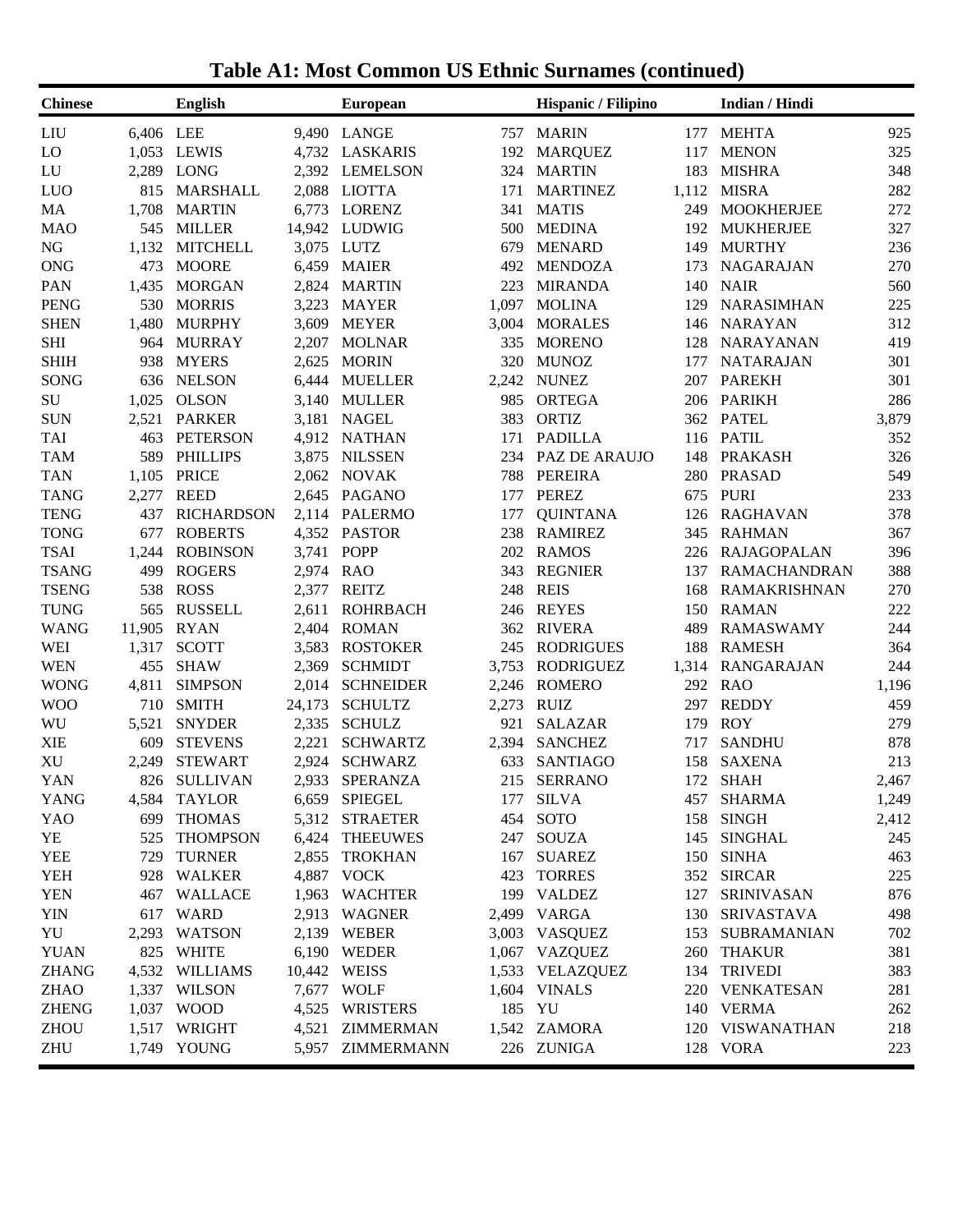# Table A1: Most Common US Ethnic Surnames (continued)

| Chinese | | English | | European | | Hispanic / Filipino | | Indian / Hindi | |
|---|---|---|---|---|---|---|---|---|---|
| LIU | 6,406 | LEE | 9,490 | LANGE | 757 | MARIN | 177 | MEHTA | 925 |
| LO | 1,053 | LEWIS | 4,732 | LASKARIS | 192 | MARQUEZ | 117 | MENON | 325 |
| LU | 2,289 | LONG | 2,392 | LEMELSON | 324 | MARTIN | 183 | MISHRA | 348 |
| LUO | 815 | MARSHALL | 2,088 | LIOTTA | 171 | MARTINEZ | 1,112 | MISRA | 282 |
| MA | 1,708 | MARTIN | 6,773 | LORENZ | 341 | MATIS | 249 | MOOKHERJEE | 272 |
| MAO | 545 | MILLER | 14,942 | LUDWIG | 500 | MEDINA | 192 | MUKHERJEE | 327 |
| NG | 1,132 | MITCHELL | 3,075 | LUTZ | 679 | MENARD | 149 | MURTHY | 236 |
| ONG | 473 | MOORE | 6,459 | MAIER | 492 | MENDOZA | 173 | NAGARAJAN | 270 |
| PAN | 1,435 | MORGAN | 2,824 | MARTIN | 223 | MIRANDA | 140 | NAIR | 560 |
| PENG | 530 | MORRIS | 3,223 | MAYER | 1,097 | MOLINA | 129 | NARASIMHAN | 225 |
| SHEN | 1,480 | MURPHY | 3,609 | MEYER | 3,004 | MORALES | 146 | NARAYAN | 312 |
| SHI | 964 | MURRAY | 2,207 | MOLNAR | 335 | MORENO | 128 | NARAYANAN | 419 |
| SHIH | 938 | MYERS | 2,625 | MORIN | 320 | MUNOZ | 177 | NATARAJAN | 301 |
| SONG | 636 | NELSON | 6,444 | MUELLER | 2,242 | NUNEZ | 207 | PAREKH | 301 |
| SU | 1,025 | OLSON | 3,140 | MULLER | 985 | ORTEGA | 206 | PARIKH | 286 |
| SUN | 2,521 | PARKER | 3,181 | NAGEL | 383 | ORTIZ | 362 | PATEL | 3,879 |
| TAI | 463 | PETERSON | 4,912 | NATHAN | 171 | PADILLA | 116 | PATIL | 352 |
| TAM | 589 | PHILLIPS | 3,875 | NILSSEN | 234 | PAZ DE ARAUJO | 148 | PRAKASH | 326 |
| TAN | 1,105 | PRICE | 2,062 | NOVAK | 788 | PEREIRA | 280 | PRASAD | 549 |
| TANG | 2,277 | REED | 2,645 | PAGANO | 177 | PEREZ | 675 | PURI | 233 |
| TENG | 437 | RICHARDSON | 2,114 | PALERMO | 177 | QUINTANA | 126 | RAGHAVAN | 378 |
| TONG | 677 | ROBERTS | 4,352 | PASTOR | 238 | RAMIREZ | 345 | RAHMAN | 367 |
| TSAI | 1,244 | ROBINSON | 3,741 | POPP | 202 | RAMOS | 226 | RAJAGOPALAN | 396 |
| TSANG | 499 | ROGERS | 2,974 | RAO | 343 | REGNIER | 137 | RAMACHANDRAN | 388 |
| TSENG | 538 | ROSS | 2,377 | REITZ | 248 | REIS | 168 | RAMAKRISHNAN | 270 |
| TUNG | 565 | RUSSELL | 2,611 | ROHRBACH | 246 | REYES | 150 | RAMAN | 222 |
| WANG | 11,905 | RYAN | 2,404 | ROMAN | 362 | RIVERA | 489 | RAMASWAMY | 244 |
| WEI | 1,317 | SCOTT | 3,583 | ROSTOKER | 245 | RODRIGUES | 188 | RAMESH | 364 |
| WEN | 455 | SHAW | 2,369 | SCHMIDT | 3,753 | RODRIGUEZ | 1,314 | RANGARAJAN | 244 |
| WONG | 4,811 | SIMPSON | 2,014 | SCHNEIDER | 2,246 | ROMERO | 292 | RAO | 1,196 |
| WOO | 710 | SMITH | 24,173 | SCHULTZ | 2,273 | RUIZ | 297 | REDDY | 459 |
| WU | 5,521 | SNYDER | 2,335 | SCHULZ | 921 | SALAZAR | 179 | ROY | 279 |
| XIE | 609 | STEVENS | 2,221 | SCHWARTZ | 2,394 | SANCHEZ | 717 | SANDHU | 878 |
| XU | 2,249 | STEWART | 2,924 | SCHWARZ | 633 | SANTIAGO | 158 | SAXENA | 213 |
| YAN | 826 | SULLIVAN | 2,933 | SPERANZA | 215 | SERRANO | 172 | SHAH | 2,467 |
| YANG | 4,584 | TAYLOR | 6,659 | SPIEGEL | 177 | SILVA | 457 | SHARMA | 1,249 |
| YAO | 699 | THOMAS | 5,312 | STRAETER | 454 | SOTO | 158 | SINGH | 2,412 |
| YE | 525 | THOMPSON | 6,424 | THEEUWES | 247 | SOUZA | 145 | SINGHAL | 245 |
| YEE | 729 | TURNER | 2,855 | TROKHAN | 167 | SUAREZ | 150 | SINHA | 463 |
| YEH | 928 | WALKER | 4,887 | VOCK | 423 | TORRES | 352 | SIRCAR | 225 |
| YEN | 467 | WALLACE | 1,963 | WACHTER | 199 | VALDEZ | 127 | SRINIVASAN | 876 |
| YIN | 617 | WARD | 2,913 | WAGNER | 2,499 | VARGA | 130 | SRIVASTAVA | 498 |
| YU | 2,293 | WATSON | 2,139 | WEBER | 3,003 | VASQUEZ | 153 | SUBRAMANIAN | 702 |
| YUAN | 825 | WHITE | 6,190 | WEDER | 1,067 | VAZQUEZ | 260 | THAKUR | 381 |
| ZHANG | 4,532 | WILLIAMS | 10,442 | WEISS | 1,533 | VELAZQUEZ | 134 | TRIVEDI | 383 |
| ZHAO | 1,337 | WILSON | 7,677 | WOLF | 1,604 | VINALS | 220 | VENKATESAN | 281 |
| ZHENG | 1,037 | WOOD | 4,525 | WRISTERS | 185 | YU | 140 | VERMA | 262 |
| ZHOU | 1,517 | WRIGHT | 4,521 | ZIMMERMAN | 1,542 | ZAMORA | 120 | VISWANATHAN | 218 |
| ZHU | 1,749 | YOUNG | 5,957 | ZIMMERMANN | 226 | ZUNIGA | 128 | VORA | 223 |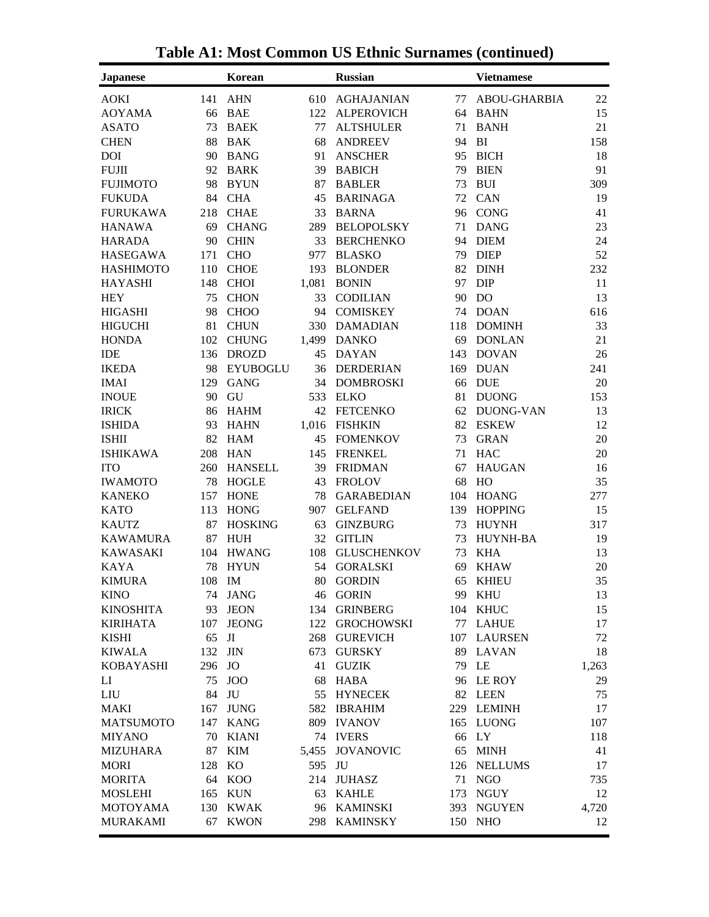# Table A1: Most Common US Ethnic Surnames (continued)

| Japanese | | Korean | | Russian | | Vietnamese | |
|---|---|---|---|---|---|---|---|
| AOKI | 141 | AHN | 610 | AGHAJANIAN | 77 | ABOU-GHARBIA | 22 |
| AOYAMA | 66 | BAE | 122 | ALPEROVICH | 64 | BAHN | 15 |
| ASATO | 73 | BAEK | 77 | ALTSHULER | 71 | BANH | 21 |
| CHEN | 88 | BAK | 68 | ANDREEV | 94 | BI | 158 |
| DOI | 90 | BANG | 91 | ANSCHER | 95 | BICH | 18 |
| FUJII | 92 | BARK | 39 | BABICH | 79 | BIEN | 91 |
| FUJIMOTO | 98 | BYUN | 87 | BABLER | 73 | BUI | 309 |
| FUKUDA | 84 | CHA | 45 | BARINAGA | 72 | CAN | 19 |
| FURUKAWA | 218 | CHAE | 33 | BARNA | 96 | CONG | 41 |
| HANAWA | 69 | CHANG | 289 | BELOPOLSKY | 71 | DANG | 23 |
| HARADA | 90 | CHIN | 33 | BERCHENKO | 94 | DIEM | 24 |
| HASEGAWA | 171 | CHO | 977 | BLASKO | 79 | DIEP | 52 |
| HASHIMOTO | 110 | CHOE | 193 | BLONDER | 82 | DINH | 232 |
| HAYASHI | 148 | CHOI | 1,081 | BONIN | 97 | DIP | 11 |
| HEY | 75 | CHON | 33 | CODILIAN | 90 | DO | 13 |
| HIGASHI | 98 | CHOO | 94 | COMISKEY | 74 | DOAN | 616 |
| HIGUCHI | 81 | CHUN | 330 | DAMADIAN | 118 | DOMINH | 33 |
| HONDA | 102 | CHUNG | 1,499 | DANKO | 69 | DONLAN | 21 |
| IDE | 136 | DROZD | 45 | DAYAN | 143 | DOVAN | 26 |
| IKEDA | 98 | EYUBOGLU | 36 | DERDERIAN | 169 | DUAN | 241 |
| IMAI | 129 | GANG | 34 | DOMBROSKI | 66 | DUE | 20 |
| INOUE | 90 | GU | 533 | ELKO | 81 | DUONG | 153 |
| IRICK | 86 | HAHM | 42 | FETCENKO | 62 | DUONG-VAN | 13 |
| ISHIDA | 93 | HAHN | 1,016 | FISHKIN | 82 | ESKEW | 12 |
| ISHII | 82 | HAM | 45 | FOMENKOV | 73 | GRAN | 20 |
| ISHIKAWA | 208 | HAN | 145 | FRENKEL | 71 | HAC | 20 |
| ITO | 260 | HANSELL | 39 | FRIDMAN | 67 | HAUGAN | 16 |
| IWAMOTO | 78 | HOGLE | 43 | FROLOV | 68 | HO | 35 |
| KANEKO | 157 | HONE | 78 | GARABEDIAN | 104 | HOANG | 277 |
| KATO | 113 | HONG | 907 | GELFAND | 139 | HOPPING | 15 |
| KAUTZ | 87 | HOSKING | 63 | GINZBURG | 73 | HUYNH | 317 |
| KAWAMURA | 87 | HUH | 32 | GITLIN | 73 | HUYNH-BA | 19 |
| KAWASAKI | 104 | HWANG | 108 | GLUSCHENKOV | 73 | KHA | 13 |
| KAYA | 78 | HYUN | 54 | GORALSKI | 69 | KHAW | 20 |
| KIMURA | 108 | IM | 80 | GORDIN | 65 | KHIEU | 35 |
| KINO | 74 | JANG | 46 | GORIN | 99 | KHU | 13 |
| KINOSHITA | 93 | JEON | 134 | GRINBERG | 104 | KHUC | 15 |
| KIRIHATA | 107 | JEONG | 122 | GROCHOWSKI | 77 | LAHUE | 17 |
| KISHI | 65 | JI | 268 | GUREVICH | 107 | LAURSEN | 72 |
| KIWALA | 132 | JIN | 673 | GURSKY | 89 | LAVAN | 18 |
| KOBAYASHI | 296 | JO | 41 | GUZIK | 79 | LE | 1,263 |
| LI | 75 | JOO | 68 | HABA | 96 | LE ROY | 29 |
| LIU | 84 | JU | 55 | HYNECEK | 82 | LEEN | 75 |
| MAKI | 167 | JUNG | 582 | IBRAHIM | 229 | LEMINH | 17 |
| MATSUMOTO | 147 | KANG | 809 | IVANOV | 165 | LUONG | 107 |
| MIYANO | 70 | KIANI | 74 | IVERS | 66 | LY | 118 |
| MIZUHARA | 87 | KIM | 5,455 | JOVANOVIC | 65 | MINH | 41 |
| MORI | 128 | KO | 595 | JU | 126 | NELLUMS | 17 |
| MORITA | 64 | KOO | 214 | JUHASZ | 71 | NGO | 735 |
| MOSLEHI | 165 | KUN | 63 | KAHLE | 173 | NGUY | 12 |
| MOTOYAMA | 130 | KWAK | 96 | KAMINSKI | 393 | NGUYEN | 4,720 |
| MURAKAMI | 67 | KWON | 298 | KAMINSKY | 150 | NHO | 12 |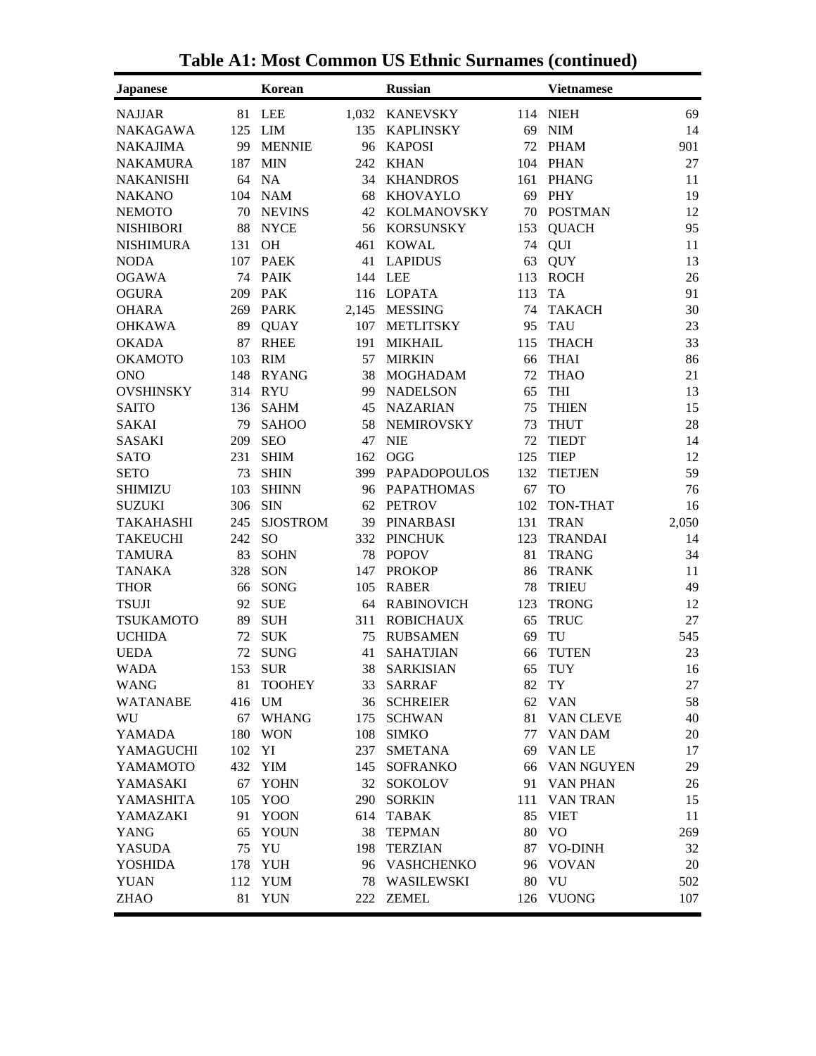# Table A1: Most Common US Ethnic Surnames (continued)

| Japanese | | Korean | | Russian | | Vietnamese | |
|---|---|---|---|---|---|---|---|
| NAJJAR | 81 | LEE | 1,032 | KANEVSKY | 114 | NIEH | 69 |
| NAKAGAWA | 125 | LIM | 135 | KAPLINSKY | 69 | NIM | 14 |
| NAKAJIMA | 99 | MENNIE | 96 | KAPOSI | 72 | PHAM | 901 |
| NAKAMURA | 187 | MIN | 242 | KHAN | 104 | PHAN | 27 |
| NAKANISHI | 64 | NA | 34 | KHANDROS | 161 | PHANG | 11 |
| NAKANO | 104 | NAM | 68 | KHOVAYLO | 69 | PHY | 19 |
| NEMOTO | 70 | NEVINS | 42 | KOLMANOVSKY | 70 | POSTMAN | 12 |
| NISHIBORI | 88 | NYCE | 56 | KORSUNSKY | 153 | QUACH | 95 |
| NISHIMURA | 131 | OH | 461 | KOWAL | 74 | QUI | 11 |
| NODA | 107 | PAEK | 41 | LAPIDUS | 63 | QUY | 13 |
| OGAWA | 74 | PAIK | 144 | LEE | 113 | ROCH | 26 |
| OGURA | 209 | PAK | 116 | LOPATA | 113 | TA | 91 |
| OHARA | 269 | PARK | 2,145 | MESSING | 74 | TAKACH | 30 |
| OHKAWA | 89 | QUAY | 107 | METLITSKY | 95 | TAU | 23 |
| OKADA | 87 | RHEE | 191 | MIKHAIL | 115 | THACH | 33 |
| OKAMOTO | 103 | RIM | 57 | MIRKIN | 66 | THAI | 86 |
| ONO | 148 | RYANG | 38 | MOGHADAM | 72 | THAO | 21 |
| OVSHINSKY | 314 | RYU | 99 | NADELSON | 65 | THI | 13 |
| SAITO | 136 | SAHM | 45 | NAZARIAN | 75 | THIEN | 15 |
| SAKAI | 79 | SAHOO | 58 | NEMIROVSKY | 73 | THUT | 28 |
| SASAKI | 209 | SEO | 47 | NIE | 72 | TIEDT | 14 |
| SATO | 231 | SHIM | 162 | OGG | 125 | TIEP | 12 |
| SETO | 73 | SHIN | 399 | PAPADOPOULOS | 132 | TIETJEN | 59 |
| SHIMIZU | 103 | SHINN | 96 | PAPATHOMAS | 67 | TO | 76 |
| SUZUKI | 306 | SIN | 62 | PETROV | 102 | TON-THAT | 16 |
| TAKAHASHI | 245 | SJOSTROM | 39 | PINARBASI | 131 | TRAN | 2,050 |
| TAKEUCHI | 242 | SO | 332 | PINCHUK | 123 | TRANDAI | 14 |
| TAMURA | 83 | SOHN | 78 | POPOV | 81 | TRANG | 34 |
| TANAKA | 328 | SON | 147 | PROKOP | 86 | TRANK | 11 |
| THOR | 66 | SONG | 105 | RABER | 78 | TRIEU | 49 |
| TSUJI | 92 | SUE | 64 | RABINOVICH | 123 | TRONG | 12 |
| TSUKAMOTO | 89 | SUH | 311 | ROBICHAUX | 65 | TRUC | 27 |
| UCHIDA | 72 | SUK | 75 | RUBSAMEN | 69 | TU | 545 |
| UEDA | 72 | SUNG | 41 | SAHATJIAN | 66 | TUTEN | 23 |
| WADA | 153 | SUR | 38 | SARKISIAN | 65 | TUY | 16 |
| WANG | 81 | TOOHEY | 33 | SARRAF | 82 | TY | 27 |
| WATANABE | 416 | UM | 36 | SCHREIER | 62 | VAN | 58 |
| WU | 67 | WHANG | 175 | SCHWAN | 81 | VAN CLEVE | 40 |
| YAMADA | 180 | WON | 108 | SIMKO | 77 | VAN DAM | 20 |
| YAMAGUCHI | 102 | YI | 237 | SMETANA | 69 | VAN LE | 17 |
| YAMAMOTO | 432 | YIM | 145 | SOFRANKO | 66 | VAN NGUYEN | 29 |
| YAMASAKI | 67 | YOHN | 32 | SOKOLOV | 91 | VAN PHAN | 26 |
| YAMASHITA | 105 | YOO | 290 | SORKIN | 111 | VAN TRAN | 15 |
| YAMAZAKI | 91 | YOON | 614 | TABAK | 85 | VIET | 11 |
| YANG | 65 | YOUN | 38 | TEPMAN | 80 | VO | 269 |
| YASUDA | 75 | YU | 198 | TERZIAN | 87 | VO-DINH | 32 |
| YOSHIDA | 178 | YUH | 96 | VASHCHENKO | 96 | VOVAN | 20 |
| YUAN | 112 | YUM | 78 | WASILEWSKI | 80 | VU | 502 |
| ZHAO | 81 | YUN | 222 | ZEMEL | 126 | VUONG | 107 |